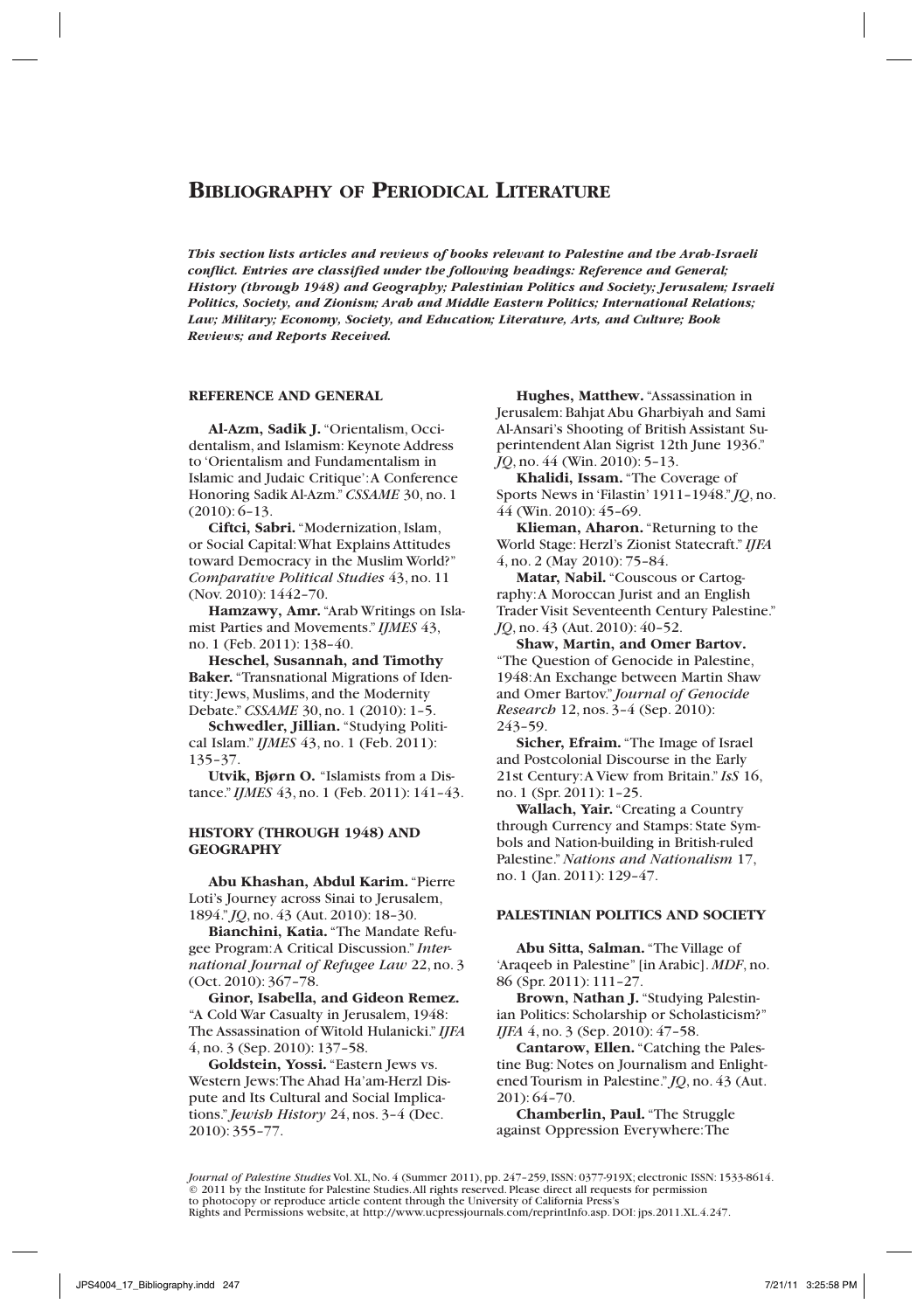# Bibliography of Periodical Literature

***This section lists articles and reviews of books relevant to Palestine and the Arab-Israeli conflict. Entries are classified under the following headings: Reference and General; History (through 1948) and Geography; Palestinian Politics and Society; Jerusalem; Israeli Politics, Society, and Zionism; Arab and Middle Eastern Politics; International Relations; Law; Military; Economy, Society, and Education; Literature, Arts, and Culture; Book Reviews; and Reports Received.***

## REFERENCE AND GENERAL

**Al-Azm, Sadik J.** "Orientalism, Occidentalism, and Islamism: Keynote Address to 'Orientalism and Fundamentalism in Islamic and Judaic Critique': A Conference Honoring Sadik Al-Azm." *CSSAME* 30, no. 1 (2010): 6–13.

**Ciftci, Sabri.** "Modernization, Islam, or Social Capital: What Explains Attitudes toward Democracy in the Muslim World?" *Comparative Political Studies* 43, no. 11 (Nov. 2010): 1442–70.

**Hamzawy, Amr.** "Arab Writings on Islamist Parties and Movements." *IJMES* 43, no. 1 (Feb. 2011): 138–40.

**Heschel, Susannah, and Timothy Baker.** "Transnational Migrations of Identity: Jews, Muslims, and the Modernity Debate." *CSSAME* 30, no. 1 (2010): 1–5.

**Schwedler, Jillian.** "Studying Political Islam." *IJMES* 43, no. 1 (Feb. 2011): 135–37.

**Utvik, Bjørn O.** "Islamists from a Distance." *IJMES* 43, no. 1 (Feb. 2011): 141–43.

## HISTORY (THROUGH 1948) AND GEOGRAPHY

**Abu Khashan, Abdul Karim.** "Pierre Loti's Journey across Sinai to Jerusalem, 1894." *JQ*, no. 43 (Aut. 2010): 18–30.

**Bianchini, Katia.** "The Mandate Refugee Program: A Critical Discussion." *International Journal of Refugee Law* 22, no. 3 (Oct. 2010): 367–78.

**Ginor, Isabella, and Gideon Remez.** "A Cold War Casualty in Jerusalem, 1948: The Assassination of Witold Hulanicki." *IJFA* 4, no. 3 (Sep. 2010): 137–58.

**Goldstein, Yossi.** "Eastern Jews vs. Western Jews: The Ahad Ha'am-Herzl Dispute and Its Cultural and Social Implications." *Jewish History* 24, nos. 3–4 (Dec. 2010): 355–77.

**Hughes, Matthew.** "Assassination in Jerusalem: Bahjat Abu Gharbiyah and Sami Al-Ansari's Shooting of British Assistant Superintendent Alan Sigrist 12th June 1936." *JQ*, no. 44 (Win. 2010): 5–13.

**Khalidi, Issam.** "The Coverage of Sports News in 'Filastin' 1911–1948." *JQ*, no. 44 (Win. 2010): 45–69.

**Klieman, Aharon.** "Returning to the World Stage: Herzl's Zionist Statecraft." *IJFA* 4, no. 2 (May 2010): 75–84.

**Matar, Nabil.** "Couscous or Cartography: A Moroccan Jurist and an English Trader Visit Seventeenth Century Palestine." *JQ*, no. 43 (Aut. 2010): 40–52.

**Shaw, Martin, and Omer Bartov.** "The Question of Genocide in Palestine, 1948: An Exchange between Martin Shaw and Omer Bartov." *Journal of Genocide Research* 12, nos. 3–4 (Sep. 2010): 243–59.

**Sicher, Efraim.** "The Image of Israel and Postcolonial Discourse in the Early 21st Century: A View from Britain." *IsS* 16, no. 1 (Spr. 2011): 1–25.

**Wallach, Yair.** "Creating a Country through Currency and Stamps: State Symbols and Nation-building in British-ruled Palestine." *Nations and Nationalism* 17, no. 1 (Jan. 2011): 129–47.

## PALESTINIAN POLITICS AND SOCIETY

**Abu Sitta, Salman.** "The Village of 'Araqeeb in Palestine" [in Arabic]. *MDF*, no. 86 (Spr. 2011): 111–27.

**Brown, Nathan J.** "Studying Palestinian Politics: Scholarship or Scholasticism?" *IJFA* 4, no. 3 (Sep. 2010): 47–58.

**Cantarow, Ellen.** "Catching the Palestine Bug: Notes on Journalism and Enlightened Tourism in Palestine." *JQ*, no. 43 (Aut. 201): 64–70.

**Chamberlin, Paul.** "The Struggle against Oppression Everywhere: The

*Journal of Palestine Studies* Vol. XL, No. 4 (Summer 2011), pp. 247–259, ISSN: 0377-919X; electronic ISSN: 1533-8614. © 2011 by the Institute for Palestine Studies. All rights reserved. Please direct all requests for permission to photocopy or reproduce article content through the University of California Press's Rights and Permissions website, at http://www.ucpressjournals.com/reprintInfo.asp. DOI: jps.2011.XL.4.247.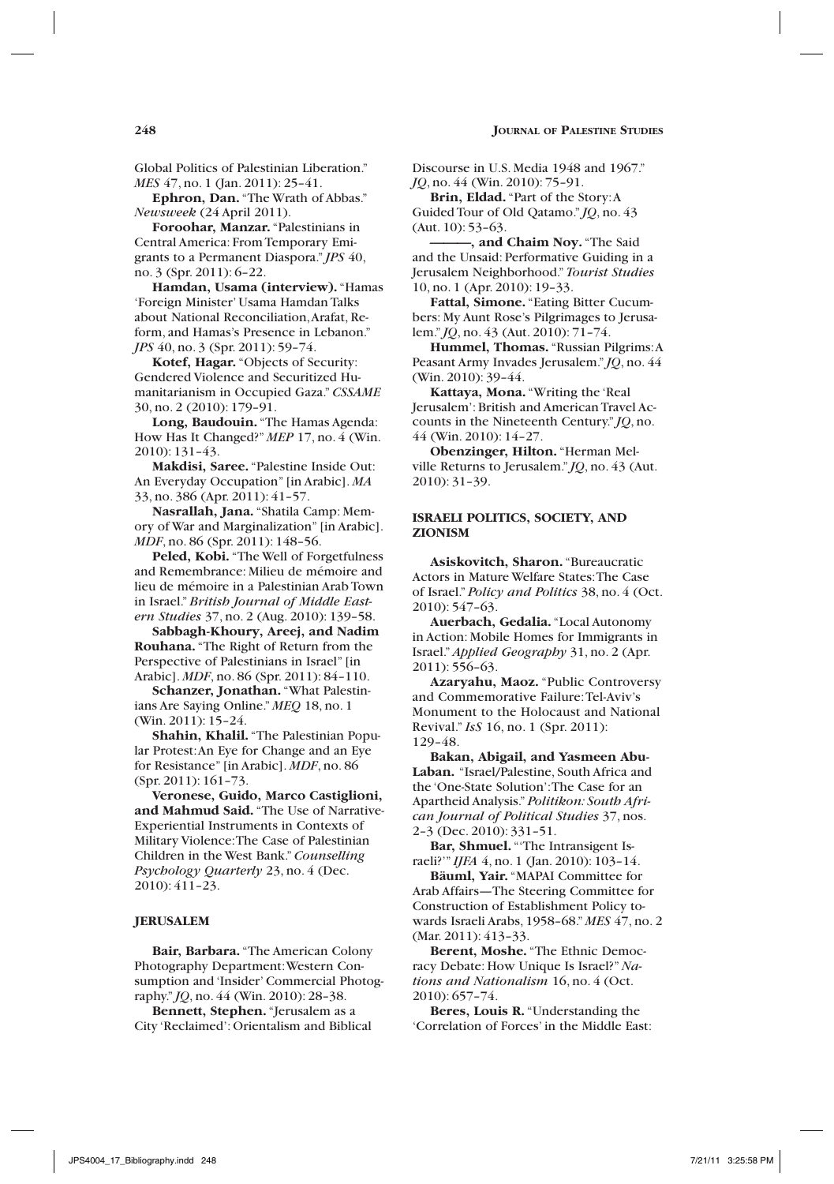Global Politics of Palestinian Liberation." *MES* 47, no. 1 (Jan. 2011): 25–41.

**Ephron, Dan.** "The Wrath of Abbas." *Newsweek* (24 April 2011).

**Foroohar, Manzar.** "Palestinians in Central America: From Temporary Emigrants to a Permanent Diaspora." *JPS* 40, no. 3 (Spr. 2011): 6–22.

**Hamdan, Usama (interview).** "Hamas 'Foreign Minister' Usama Hamdan Talks about National Reconciliation, Arafat, Reform, and Hamas's Presence in Lebanon." *JPS* 40, no. 3 (Spr. 2011): 59–74.

**Kotef, Hagar.** "Objects of Security: Gendered Violence and Securitized Humanitarianism in Occupied Gaza." *CSSAME* 30, no. 2 (2010): 179–91.

**Long, Baudouin.** "The Hamas Agenda: How Has It Changed?" *MEP* 17, no. 4 (Win. 2010): 131–43.

**Makdisi, Saree.** "Palestine Inside Out: An Everyday Occupation" [in Arabic]. *MA* 33, no. 386 (Apr. 2011): 41–57.

**Nasrallah, Jana.** "Shatila Camp: Memory of War and Marginalization" [in Arabic]. *MDF*, no. 86 (Spr. 2011): 148–56.

**Peled, Kobi.** "The Well of Forgetfulness and Remembrance: Milieu de mémoire and lieu de mémoire in a Palestinian Arab Town in Israel." *British Journal of Middle Eastern Studies* 37, no. 2 (Aug. 2010): 139–58.

**Sabbagh-Khoury, Areej, and Nadim Rouhana.** "The Right of Return from the Perspective of Palestinians in Israel" [in Arabic]. *MDF*, no. 86 (Spr. 2011): 84–110.

**Schanzer, Jonathan.** "What Palestinians Are Saying Online." *MEQ* 18, no. 1 (Win. 2011): 15–24.

**Shahin, Khalil.** "The Palestinian Popular Protest: An Eye for Change and an Eye for Resistance" [in Arabic]. *MDF*, no. 86 (Spr. 2011): 161–73.

**Veronese, Guido, Marco Castiglioni, and Mahmud Said.** "The Use of Narrative-Experiential Instruments in Contexts of Military Violence: The Case of Palestinian Children in the West Bank." *Counselling Psychology Quarterly* 23, no. 4 (Dec. 2010): 411–23.

### JERUSALEM

**Bair, Barbara.** "The American Colony Photography Department: Western Consumption and 'Insider' Commercial Photography." *JQ*, no. 44 (Win. 2010): 28–38.

**Bennett, Stephen.** "Jerusalem as a City 'Reclaimed': Orientalism and Biblical Discourse in U.S. Media 1948 and 1967." *JQ*, no. 44 (Win. 2010): 75–91.

**Brin, Eldad.** "Part of the Story: A Guided Tour of Old Qatamo." *JQ*, no. 43 (Aut. 10): 53–63.

**———, and Chaim Noy.** "The Said and the Unsaid: Performative Guiding in a Jerusalem Neighborhood." *Tourist Studies* 10, no. 1 (Apr. 2010): 19–33.

**Fattal, Simone.** "Eating Bitter Cucumbers: My Aunt Rose's Pilgrimages to Jerusalem." *JQ*, no. 43 (Aut. 2010): 71–74.

**Hummel, Thomas.** "Russian Pilgrims: A Peasant Army Invades Jerusalem." *JQ*, no. 44 (Win. 2010): 39–44.

**Kattaya, Mona.** "Writing the 'Real Jerusalem': British and American Travel Accounts in the Nineteenth Century." *JQ*, no. 44 (Win. 2010): 14–27.

**Obenzinger, Hilton.** "Herman Melville Returns to Jerusalem." *JQ*, no. 43 (Aut. 2010): 31–39.

### ISRAELI POLITICS, SOCIETY, AND ZIONISM

**Asiskovitch, Sharon.** "Bureaucratic Actors in Mature Welfare States: The Case of Israel." *Policy and Politics* 38, no. 4 (Oct. 2010): 547–63.

**Auerbach, Gedalia.** "Local Autonomy in Action: Mobile Homes for Immigrants in Israel." *Applied Geography* 31, no. 2 (Apr. 2011): 556–63.

**Azaryahu, Maoz.** "Public Controversy and Commemorative Failure: Tel-Aviv's Monument to the Holocaust and National Revival." *IsS* 16, no. 1 (Spr. 2011): 129–48.

**Bakan, Abigail, and Yasmeen Abu-Laban.** "Israel/Palestine, South Africa and the 'One-State Solution': The Case for an Apartheid Analysis." *Politikon: South African Journal of Political Studies* 37, nos. 2–3 (Dec. 2010): 331–51.

**Bar, Shmuel.** "'The Intransigent Israeli?'" *IJFA* 4, no. 1 (Jan. 2010): 103–14.

**Bäuml, Yair.** "MAPAI Committee for Arab Affairs—The Steering Committee for Construction of Establishment Policy towards Israeli Arabs, 1958–68." *MES* 47, no. 2 (Mar. 2011): 413–33.

**Berent, Moshe.** "The Ethnic Democracy Debate: How Unique Is Israel?" *Nations and Nationalism* 16, no. 4 (Oct. 2010): 657–74.

**Beres, Louis R.** "Understanding the 'Correlation of Forces' in the Middle East: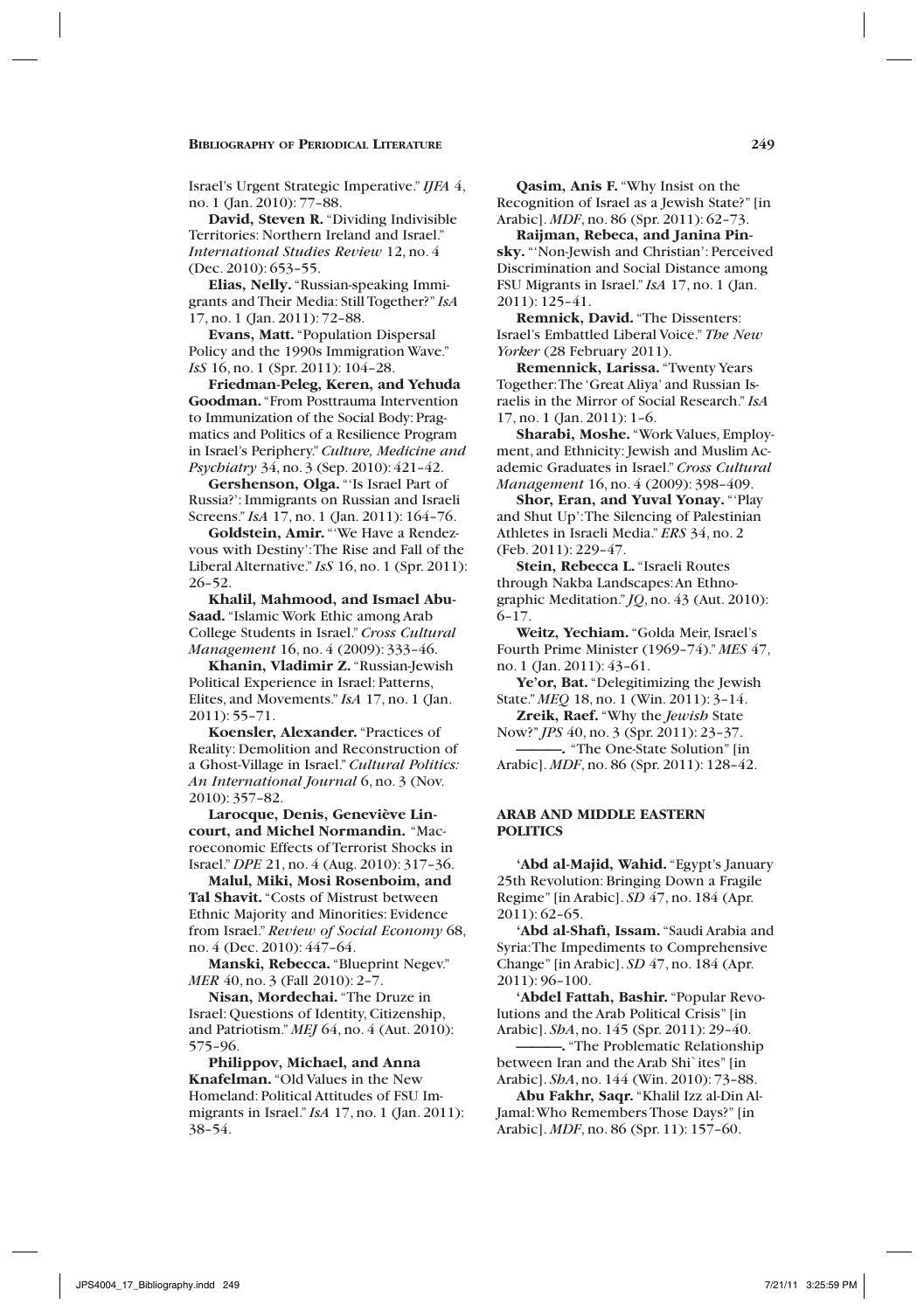Israel's Urgent Strategic Imperative." *IJFA* 4, no. 1 (Jan. 2010): 77–88.

**David, Steven R.** "Dividing Indivisible Territories: Northern Ireland and Israel." *International Studies Review* 12, no. 4 (Dec. 2010): 653–55.

**Elias, Nelly.** "Russian-speaking Immigrants and Their Media: Still Together?" *IsA* 17, no. 1 (Jan. 2011): 72–88.

**Evans, Matt.** "Population Dispersal Policy and the 1990s Immigration Wave." *IsS* 16, no. 1 (Spr. 2011): 104–28.

**Friedman-Peleg, Keren, and Yehuda Goodman.** "From Posttrauma Intervention to Immunization of the Social Body: Pragmatics and Politics of a Resilience Program in Israel's Periphery." *Culture, Medicine and Psychiatry* 34, no. 3 (Sep. 2010): 421–42.

**Gershenson, Olga.** "'Is Israel Part of Russia?': Immigrants on Russian and Israeli Screens." *IsA* 17, no. 1 (Jan. 2011): 164–76.

**Goldstein, Amir.** "'We Have a Rendezvous with Destiny': The Rise and Fall of the Liberal Alternative." *IsS* 16, no. 1 (Spr. 2011): 26–52.

**Khalil, Mahmood, and Ismael Abu-Saad.** "Islamic Work Ethic among Arab College Students in Israel." *Cross Cultural Management* 16, no. 4 (2009): 333–46.

**Khanin, Vladimir Z.** "Russian-Jewish Political Experience in Israel: Patterns, Elites, and Movements." *IsA* 17, no. 1 (Jan. 2011): 55–71.

**Koensler, Alexander.** "Practices of Reality: Demolition and Reconstruction of a Ghost-Village in Israel." *Cultural Politics: An International Journal* 6, no. 3 (Nov. 2010): 357–82.

**Larocque, Denis, Geneviève Lincourt, and Michel Normandin.** "Macroeconomic Effects of Terrorist Shocks in Israel." *DPE* 21, no. 4 (Aug. 2010): 317–36.

**Malul, Miki, Mosi Rosenboim, and Tal Shavit.** "Costs of Mistrust between Ethnic Majority and Minorities: Evidence from Israel." *Review of Social Economy* 68, no. 4 (Dec. 2010): 447–64.

**Manski, Rebecca.** "Blueprint Negev." *MER* 40, no. 3 (Fall 2010): 2–7.

**Nisan, Mordechai.** "The Druze in Israel: Questions of Identity, Citizenship, and Patriotism." *MEJ* 64, no. 4 (Aut. 2010): 575–96.

**Philippov, Michael, and Anna Knafelman.** "Old Values in the New Homeland: Political Attitudes of FSU Immigrants in Israel." *IsA* 17, no. 1 (Jan. 2011): 38–54.

**Qasim, Anis F.** "Why Insist on the Recognition of Israel as a Jewish State?" [in Arabic]. *MDF*, no. 86 (Spr. 2011): 62–73.

**Raijman, Rebeca, and Janina Pinsky.** "'Non-Jewish and Christian': Perceived Discrimination and Social Distance among FSU Migrants in Israel." *IsA* 17, no. 1 (Jan. 2011): 125–41.

**Remnick, David.** "The Dissenters: Israel's Embattled Liberal Voice." *The New Yorker* (28 February 2011).

**Remennick, Larissa.** "Twenty Years Together: The 'Great Aliya' and Russian Israelis in the Mirror of Social Research." *IsA* 17, no. 1 (Jan. 2011): 1–6.

**Sharabi, Moshe.** "Work Values, Employment, and Ethnicity: Jewish and Muslim Academic Graduates in Israel." *Cross Cultural Management* 16, no. 4 (2009): 398–409.

**Shor, Eran, and Yuval Yonay.** "'Play and Shut Up': The Silencing of Palestinian Athletes in Israeli Media." *ERS* 34, no. 2 (Feb. 2011): 229–47.

**Stein, Rebecca L.** "Israeli Routes through Nakba Landscapes: An Ethnographic Meditation." *JQ*, no. 43 (Aut. 2010): 6–17.

**Weitz, Yechiam.** "Golda Meir, Israel's Fourth Prime Minister (1969–74)." *MES* 47, no. 1 (Jan. 2011): 43–61.

**Ye'or, Bat.** "Delegitimizing the Jewish State." *MEQ* 18, no. 1 (Win. 2011): 3–14.

**Zreik, Raef.** "Why the *Jewish* State Now?" *JPS* 40, no. 3 (Spr. 2011): 23–37.

**———.** "The One-State Solution" [in Arabic]. *MDF*, no. 86 (Spr. 2011): 128–42.

## ARAB AND MIDDLE EASTERN POLITICS

**'Abd al-Majid, Wahid.** "Egypt's January 25th Revolution: Bringing Down a Fragile Regime" [in Arabic]. *SD* 47, no. 184 (Apr. 2011): 62–65.

**'Abd al-Shafi, Issam.** "Saudi Arabia and Syria: The Impediments to Comprehensive Change" [in Arabic]. *SD* 47, no. 184 (Apr. 2011): 96–100.

**'Abdel Fattah, Bashir.** "Popular Revolutions and the Arab Political Crisis" [in Arabic]. *ShA*, no. 145 (Spr. 2011): 29–40.

**———.** "The Problematic Relationship between Iran and the Arab Shi`ites" [in Arabic]. *ShA*, no. 144 (Win. 2010): 73–88.

**Abu Fakhr, Saqr.** "Khalil Izz al-Din Al-Jamal: Who Remembers Those Days?" [in Arabic]. *MDF*, no. 86 (Spr. 11): 157–60.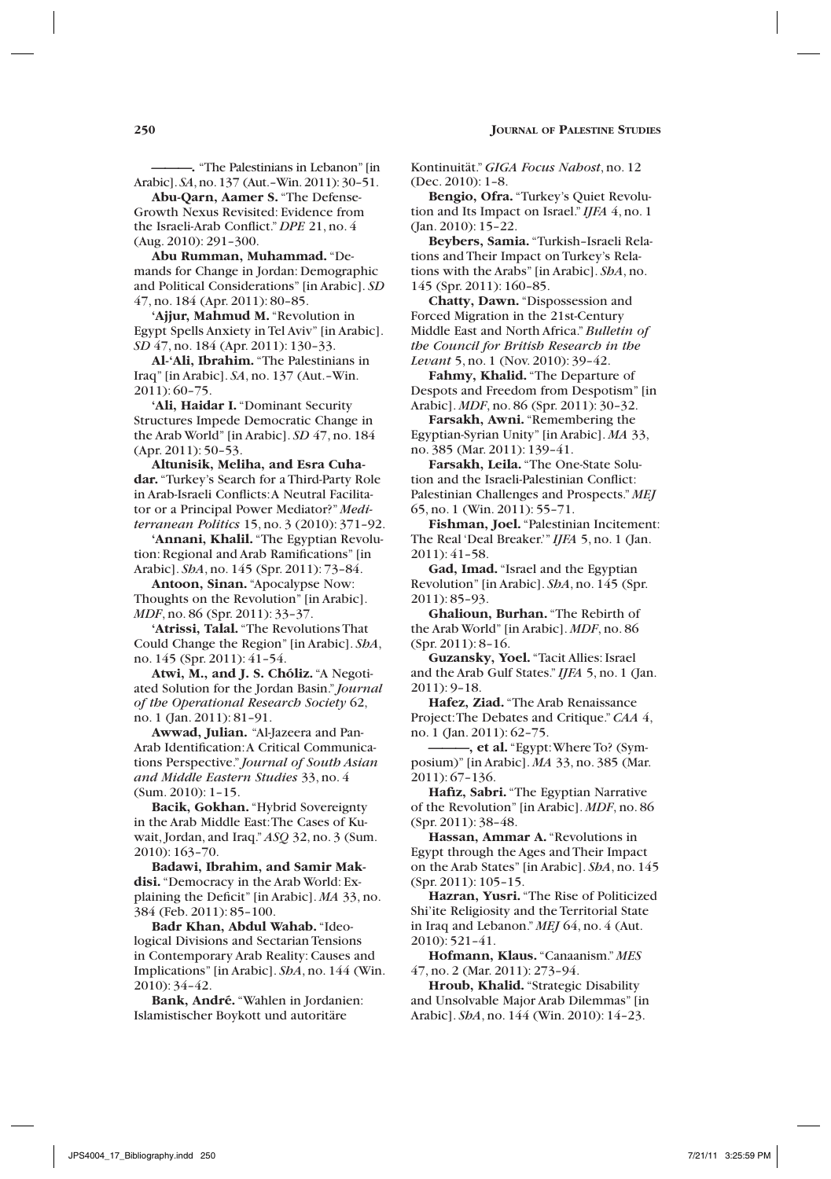———. "The Palestinians in Lebanon" [in Arabic]. *SA*, no. 137 (Aut.–Win. 2011): 30–51.

**Abu-Qarn, Aamer S.** "The Defense-Growth Nexus Revisited: Evidence from the Israeli-Arab Conflict." *DPE* 21, no. 4 (Aug. 2010): 291–300.

**Abu Rumman, Muhammad.** "Demands for Change in Jordan: Demographic and Political Considerations" [in Arabic]. *SD* 47, no. 184 (Apr. 2011): 80–85.

**'Ajjur, Mahmud M.** "Revolution in Egypt Spells Anxiety in Tel Aviv" [in Arabic]. *SD* 47, no. 184 (Apr. 2011): 130–33.

**Al-'Ali, Ibrahim.** "The Palestinians in Iraq" [in Arabic]. *SA*, no. 137 (Aut.–Win. 2011): 60–75.

**'Ali, Haidar I.** "Dominant Security Structures Impede Democratic Change in the Arab World" [in Arabic]. *SD* 47, no. 184 (Apr. 2011): 50–53.

**Altunisik, Meliha, and Esra Cuhadar.** "Turkey's Search for a Third-Party Role in Arab-Israeli Conflicts: A Neutral Facilitator or a Principal Power Mediator?" *Mediterranean Politics* 15, no. 3 (2010): 371–92.

**'Annani, Khalil.** "The Egyptian Revolution: Regional and Arab Ramifications" [in Arabic]. *ShA*, no. 145 (Spr. 2011): 73–84.

**Antoon, Sinan.** "Apocalypse Now: Thoughts on the Revolution" [in Arabic]. *MDF*, no. 86 (Spr. 2011): 33–37.

**'Atrissi, Talal.** "The Revolutions That Could Change the Region" [in Arabic]. *ShA*, no. 145 (Spr. 2011): 41–54.

**Atwi, M., and J. S. Chóliz.** "A Negotiated Solution for the Jordan Basin." *Journal of the Operational Research Society* 62, no. 1 (Jan. 2011): 81–91.

**Awwad, Julian.** "Al-Jazeera and Pan-Arab Identification: A Critical Communications Perspective." *Journal of South Asian and Middle Eastern Studies* 33, no. 4 (Sum. 2010): 1–15.

**Bacik, Gokhan.** "Hybrid Sovereignty in the Arab Middle East: The Cases of Kuwait, Jordan, and Iraq." *ASQ* 32, no. 3 (Sum. 2010): 163–70.

**Badawi, Ibrahim, and Samir Makdisi.** "Democracy in the Arab World: Explaining the Deficit" [in Arabic]. *MA* 33, no. 384 (Feb. 2011): 85–100.

**Badr Khan, Abdul Wahab.** "Ideological Divisions and Sectarian Tensions in Contemporary Arab Reality: Causes and Implications" [in Arabic]. *ShA*, no. 144 (Win. 2010): 34–42.

**Bank, André.** "Wahlen in Jordanien: Islamistischer Boykott und autoritäre Kontinuität." *GIGA Focus Nahost*, no. 12 (Dec. 2010): 1–8.

**Bengio, Ofra.** "Turkey's Quiet Revolution and Its Impact on Israel." *IJFA* 4, no. 1 (Jan. 2010): 15–22.

**Beybers, Samia.** "Turkish–Israeli Relations and Their Impact on Turkey's Relations with the Arabs" [in Arabic]. *ShA*, no. 145 (Spr. 2011): 160–85.

**Chatty, Dawn.** "Dispossession and Forced Migration in the 21st-Century Middle East and North Africa." *Bulletin of the Council for British Research in the Levant* 5, no. 1 (Nov. 2010): 39–42.

**Fahmy, Khalid.** "The Departure of Despots and Freedom from Despotism" [in Arabic]. *MDF*, no. 86 (Spr. 2011): 30–32.

**Farsakh, Awni.** "Remembering the Egyptian-Syrian Unity" [in Arabic]. *MA* 33, no. 385 (Mar. 2011): 139–41.

**Farsakh, Leila.** "The One-State Solution and the Israeli-Palestinian Conflict: Palestinian Challenges and Prospects." *MEJ* 65, no. 1 (Win. 2011): 55–71.

**Fishman, Joel.** "Palestinian Incitement: The Real 'Deal Breaker.'" *IJFA* 5, no. 1 (Jan. 2011): 41–58.

**Gad, Imad.** "Israel and the Egyptian Revolution" [in Arabic]. *ShA*, no. 145 (Spr. 2011): 85–93.

**Ghalioun, Burhan.** "The Rebirth of the Arab World" [in Arabic]. *MDF*, no. 86 (Spr. 2011): 8–16.

**Guzansky, Yoel.** "Tacit Allies: Israel and the Arab Gulf States." *IJFA* 5, no. 1 (Jan. 2011): 9–18.

**Hafez, Ziad.** "The Arab Renaissance Project: The Debates and Critique." *CAA* 4, no. 1 (Jan. 2011): 62–75.

———, **et al.** "Egypt: Where To? (Symposium)" [in Arabic]. *MA* 33, no. 385 (Mar. 2011): 67–136.

**Hafiz, Sabri.** "The Egyptian Narrative of the Revolution" [in Arabic]. *MDF*, no. 86 (Spr. 2011): 38–48.

**Hassan, Ammar A.** "Revolutions in Egypt through the Ages and Their Impact on the Arab States" [in Arabic]. *ShA*, no. 145 (Spr. 2011): 105–15.

**Hazran, Yusri.** "The Rise of Politicized Shi'ite Religiosity and the Territorial State in Iraq and Lebanon." *MEJ* 64, no. 4 (Aut. 2010): 521–41.

**Hofmann, Klaus.** "Canaanism." *MES* 47, no. 2 (Mar. 2011): 273–94.

**Hroub, Khalid.** "Strategic Disability and Unsolvable Major Arab Dilemmas" [in Arabic]. *ShA*, no. 144 (Win. 2010): 14–23.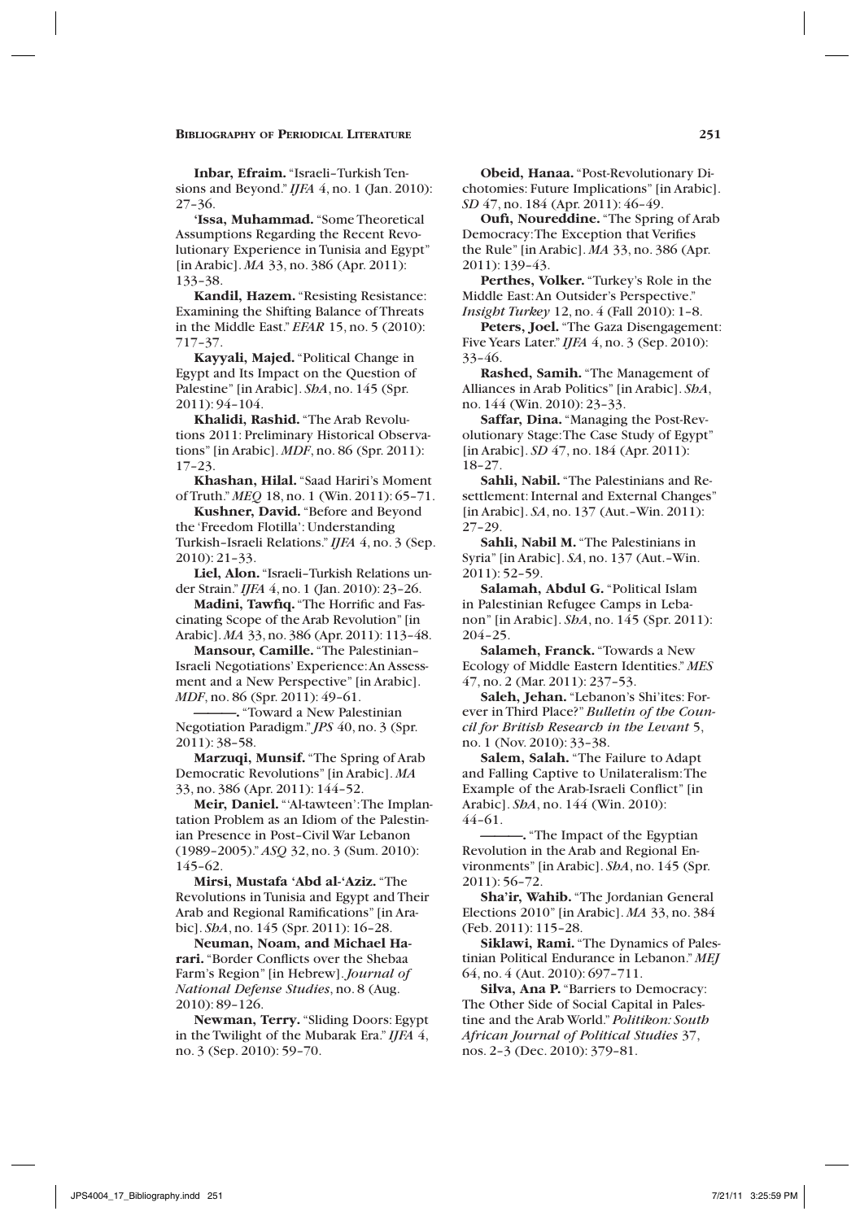**Inbar, Efraim.** "Israeli–Turkish Tensions and Beyond." *IJFA* 4, no. 1 (Jan. 2010): 27–36.

**'Issa, Muhammad.** "Some Theoretical Assumptions Regarding the Recent Revolutionary Experience in Tunisia and Egypt" [in Arabic]. *MA* 33, no. 386 (Apr. 2011): 133–38.

**Kandil, Hazem.** "Resisting Resistance: Examining the Shifting Balance of Threats in the Middle East." *EFAR* 15, no. 5 (2010): 717–37.

**Kayyali, Majed.** "Political Change in Egypt and Its Impact on the Question of Palestine" [in Arabic]. *ShA*, no. 145 (Spr. 2011): 94–104.

**Khalidi, Rashid.** "The Arab Revolutions 2011: Preliminary Historical Observations" [in Arabic]. *MDF*, no. 86 (Spr. 2011): 17–23.

**Khashan, Hilal.** "Saad Hariri's Moment of Truth." *MEQ* 18, no. 1 (Win. 2011): 65–71.

**Kushner, David.** "Before and Beyond the 'Freedom Flotilla': Understanding Turkish–Israeli Relations." *IJFA* 4, no. 3 (Sep. 2010): 21–33.

**Liel, Alon.** "Israeli–Turkish Relations under Strain." *IJFA* 4, no. 1 (Jan. 2010): 23–26.

**Madini, Tawfiq.** "The Horrific and Fascinating Scope of the Arab Revolution" [in Arabic]. *MA* 33, no. 386 (Apr. 2011): 113–48.

**Mansour, Camille.** "The Palestinian–Israeli Negotiations' Experience: An Assessment and a New Perspective" [in Arabic]. *MDF*, no. 86 (Spr. 2011): 49–61.

———. "Toward a New Palestinian Negotiation Paradigm." *JPS* 40, no. 3 (Spr. 2011): 38–58.

**Marzuqi, Munsif.** "The Spring of Arab Democratic Revolutions" [in Arabic]. *MA* 33, no. 386 (Apr. 2011): 144–52.

**Meir, Daniel.** "'Al-tawteen': The Implantation Problem as an Idiom of the Palestinian Presence in Post–Civil War Lebanon (1989–2005)." *ASQ* 32, no. 3 (Sum. 2010): 145–62.

**Mirsi, Mustafa 'Abd al-'Aziz.** "The Revolutions in Tunisia and Egypt and Their Arab and Regional Ramifications" [in Arabic]. *ShA*, no. 145 (Spr. 2011): 16–28.

**Neuman, Noam, and Michael Harari.** "Border Conflicts over the Shebaa Farm's Region" [in Hebrew]. *Journal of National Defense Studies*, no. 8 (Aug. 2010): 89–126.

**Newman, Terry.** "Sliding Doors: Egypt in the Twilight of the Mubarak Era." *IJFA* 4, no. 3 (Sep. 2010): 59–70.

**Obeid, Hanaa.** "Post-Revolutionary Dichotomies: Future Implications" [in Arabic]. *SD* 47, no. 184 (Apr. 2011): 46–49.

**Oufi, Noureddine.** "The Spring of Arab Democracy: The Exception that Verifies the Rule" [in Arabic]. *MA* 33, no. 386 (Apr. 2011): 139–43.

**Perthes, Volker.** "Turkey's Role in the Middle East: An Outsider's Perspective." *Insight Turkey* 12, no. 4 (Fall 2010): 1–8.

**Peters, Joel.** "The Gaza Disengagement: Five Years Later." *IJFA* 4, no. 3 (Sep. 2010): 33–46.

**Rashed, Samih.** "The Management of Alliances in Arab Politics" [in Arabic]. *ShA*, no. 144 (Win. 2010): 23–33.

**Saffar, Dina.** "Managing the Post-Revolutionary Stage: The Case Study of Egypt" [in Arabic]. *SD* 47, no. 184 (Apr. 2011): 18–27.

**Sahli, Nabil.** "The Palestinians and Resettlement: Internal and External Changes" [in Arabic]. *SA*, no. 137 (Aut.–Win. 2011): 27–29.

**Sahli, Nabil M.** "The Palestinians in Syria" [in Arabic]. *SA*, no. 137 (Aut.–Win. 2011): 52–59.

**Salamah, Abdul G.** "Political Islam in Palestinian Refugee Camps in Lebanon" [in Arabic]. *ShA*, no. 145 (Spr. 2011): 204–25.

**Salameh, Franck.** "Towards a New Ecology of Middle Eastern Identities." *MES* 47, no. 2 (Mar. 2011): 237–53.

**Saleh, Jehan.** "Lebanon's Shi'ites: Forever in Third Place?" *Bulletin of the Council for British Research in the Levant* 5, no. 1 (Nov. 2010): 33–38.

**Salem, Salah.** "The Failure to Adapt and Falling Captive to Unilateralism: The Example of the Arab-Israeli Conflict" [in Arabic]. *ShA*, no. 144 (Win. 2010): 44–61.

———. "The Impact of the Egyptian Revolution in the Arab and Regional Environments" [in Arabic]. *ShA*, no. 145 (Spr. 2011): 56–72.

**Sha'ir, Wahib.** "The Jordanian General Elections 2010" [in Arabic]. *MA* 33, no. 384 (Feb. 2011): 115–28.

**Siklawi, Rami.** "The Dynamics of Palestinian Political Endurance in Lebanon." *MEJ* 64, no. 4 (Aut. 2010): 697–711.

**Silva, Ana P.** "Barriers to Democracy: The Other Side of Social Capital in Palestine and the Arab World." *Politikon: South African Journal of Political Studies* 37, nos. 2–3 (Dec. 2010): 379–81.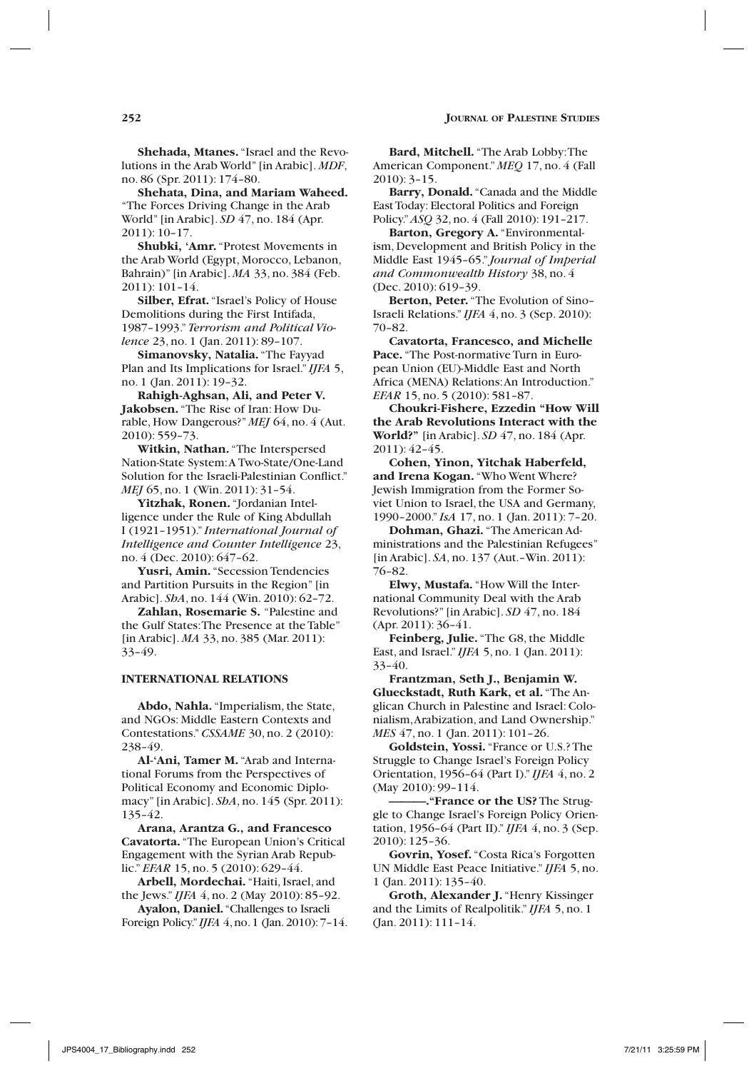**Shehada, Mtanes.** "Israel and the Revolutions in the Arab World" [in Arabic]. *MDF*, no. 86 (Spr. 2011): 174–80.

**Shehata, Dina, and Mariam Waheed.** "The Forces Driving Change in the Arab World" [in Arabic]. *SD* 47, no. 184 (Apr. 2011): 10–17.

**Shubki, 'Amr.** "Protest Movements in the Arab World (Egypt, Morocco, Lebanon, Bahrain)" [in Arabic]. *MA* 33, no. 384 (Feb. 2011): 101–14.

**Silber, Efrat.** "Israel's Policy of House Demolitions during the First Intifada, 1987–1993." *Terrorism and Political Violence* 23, no. 1 (Jan. 2011): 89–107.

**Simanovsky, Natalia.** "The Fayyad Plan and Its Implications for Israel." *IJFA* 5, no. 1 (Jan. 2011): 19–32.

**Rahigh-Aghsan, Ali, and Peter V. Jakobsen.** "The Rise of Iran: How Durable, How Dangerous?" *MEJ* 64, no. 4 (Aut. 2010): 559–73.

**Witkin, Nathan.** "The Interspersed Nation-State System: A Two-State/One-Land Solution for the Israeli-Palestinian Conflict." *MEJ* 65, no. 1 (Win. 2011): 31–54.

**Yitzhak, Ronen.** "Jordanian Intelligence under the Rule of King Abdullah I (1921–1951)." *International Journal of Intelligence and Counter Intelligence* 23, no. 4 (Dec. 2010): 647–62.

**Yusri, Amin.** "Secession Tendencies and Partition Pursuits in the Region" [in Arabic]. *ShA*, no. 144 (Win. 2010): 62–72.

**Zahlan, Rosemarie S.** "Palestine and the Gulf States: The Presence at the Table" [in Arabic]. *MA* 33, no. 385 (Mar. 2011): 33–49.

## INTERNATIONAL RELATIONS

**Abdo, Nahla.** "Imperialism, the State, and NGOs: Middle Eastern Contexts and Contestations." *CSSAME* 30, no. 2 (2010): 238–49.

**Al-'Ani, Tamer M.** "Arab and International Forums from the Perspectives of Political Economy and Economic Diplomacy" [in Arabic]. *ShA*, no. 145 (Spr. 2011): 135–42.

**Arana, Arantza G., and Francesco Cavatorta.** "The European Union's Critical Engagement with the Syrian Arab Republic." *EFAR* 15, no. 5 (2010): 629–44.

**Arbell, Mordechai.** "Haiti, Israel, and the Jews." *IJFA* 4, no. 2 (May 2010): 85–92.

**Ayalon, Daniel.** "Challenges to Israeli Foreign Policy." *IJFA* 4, no. 1 (Jan. 2010): 7–14.

**Bard, Mitchell.** "The Arab Lobby: The American Component." *MEQ* 17, no. 4 (Fall 2010): 3–15.

**Barry, Donald.** "Canada and the Middle East Today: Electoral Politics and Foreign Policy." *ASQ* 32, no. 4 (Fall 2010): 191–217.

**Barton, Gregory A.** "Environmentalism, Development and British Policy in the Middle East 1945–65." *Journal of Imperial and Commonwealth History* 38, no. 4 (Dec. 2010): 619–39.

**Berton, Peter.** "The Evolution of Sino–Israeli Relations." *IJFA* 4, no. 3 (Sep. 2010): 70–82.

**Cavatorta, Francesco, and Michelle Pace.** "The Post-normative Turn in European Union (EU)-Middle East and North Africa (MENA) Relations: An Introduction." *EFAR* 15, no. 5 (2010): 581–87.

**Choukri-Fishere, Ezzedin "How Will the Arab Revolutions Interact with the World?"** [in Arabic]. *SD* 47, no. 184 (Apr. 2011): 42–45.

**Cohen, Yinon, Yitchak Haberfeld, and Irena Kogan.** "Who Went Where? Jewish Immigration from the Former Soviet Union to Israel, the USA and Germany, 1990–2000." *IsA* 17, no. 1 (Jan. 2011): 7–20.

**Dohman, Ghazi.** "The American Administrations and the Palestinian Refugees" [in Arabic]. *SA*, no. 137 (Aut.–Win. 2011): 76–82.

**Elwy, Mustafa.** "How Will the International Community Deal with the Arab Revolutions?" [in Arabic]. *SD* 47, no. 184 (Apr. 2011): 36–41.

**Feinberg, Julie.** "The G8, the Middle East, and Israel." *IJFA* 5, no. 1 (Jan. 2011): 33–40.

**Frantzman, Seth J., Benjamin W. Glueckstadt, Ruth Kark, et al.** "The Anglican Church in Palestine and Israel: Colonialism, Arabization, and Land Ownership." *MES* 47, no. 1 (Jan. 2011): 101–26.

**Goldstein, Yossi.** "France or U.S.? The Struggle to Change Israel's Foreign Policy Orientation, 1956–64 (Part I)." *IJFA* 4, no. 2 (May 2010): 99–114.

**———. "France or the US?** The Struggle to Change Israel's Foreign Policy Orientation, 1956–64 (Part II)." *IJFA* 4, no. 3 (Sep. 2010): 125–36.

**Govrin, Yosef.** "Costa Rica's Forgotten UN Middle East Peace Initiative." *IJFA* 5, no. 1 (Jan. 2011): 135–40.

**Groth, Alexander J.** "Henry Kissinger and the Limits of Realpolitik." *IJFA* 5, no. 1 (Jan. 2011): 111–14.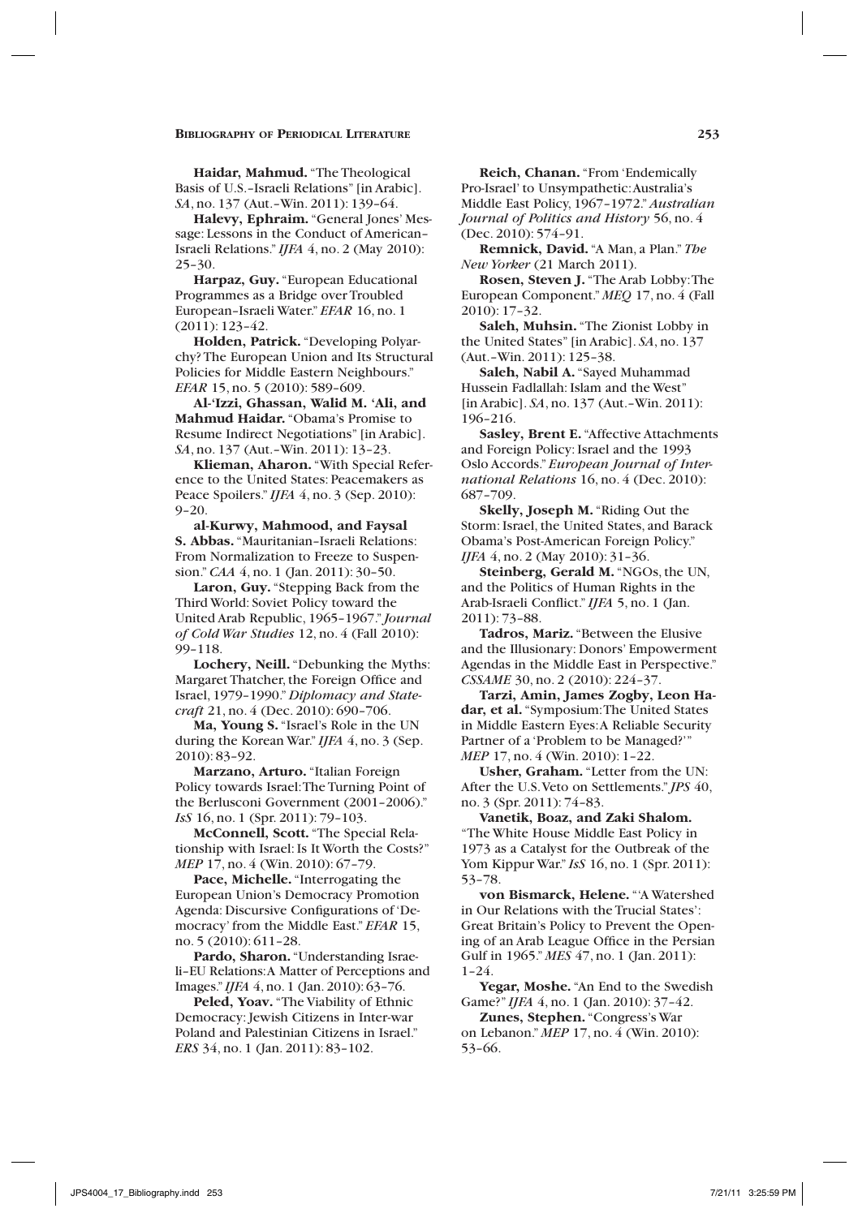**Haidar, Mahmud.** "The Theological Basis of U.S.–Israeli Relations" [in Arabic]. *SA*, no. 137 (Aut.–Win. 2011): 139–64.

**Halevy, Ephraim.** "General Jones' Message: Lessons in the Conduct of American–Israeli Relations." *IJFA* 4, no. 2 (May 2010): 25–30.

**Harpaz, Guy.** "European Educational Programmes as a Bridge over Troubled European–Israeli Water." *EFAR* 16, no. 1 (2011): 123–42.

**Holden, Patrick.** "Developing Polyarchy? The European Union and Its Structural Policies for Middle Eastern Neighbours." *EFAR* 15, no. 5 (2010): 589–609.

**Al-'Izzi, Ghassan, Walid M. 'Ali, and Mahmud Haidar.** "Obama's Promise to Resume Indirect Negotiations" [in Arabic]. *SA*, no. 137 (Aut.–Win. 2011): 13–23.

**Klieman, Aharon.** "With Special Reference to the United States: Peacemakers as Peace Spoilers." *IJFA* 4, no. 3 (Sep. 2010): 9–20.

**al-Kurwy, Mahmood, and Faysal S. Abbas.** "Mauritanian–Israeli Relations: From Normalization to Freeze to Suspension." *CAA* 4, no. 1 (Jan. 2011): 30–50.

**Laron, Guy.** "Stepping Back from the Third World: Soviet Policy toward the United Arab Republic, 1965–1967." *Journal of Cold War Studies* 12, no. 4 (Fall 2010): 99–118.

**Lochery, Neill.** "Debunking the Myths: Margaret Thatcher, the Foreign Office and Israel, 1979–1990." *Diplomacy and Statecraft* 21, no. 4 (Dec. 2010): 690–706.

**Ma, Young S.** "Israel's Role in the UN during the Korean War." *IJFA* 4, no. 3 (Sep. 2010): 83–92.

**Marzano, Arturo.** "Italian Foreign Policy towards Israel: The Turning Point of the Berlusconi Government (2001–2006)." *IsS* 16, no. 1 (Spr. 2011): 79–103.

**McConnell, Scott.** "The Special Relationship with Israel: Is It Worth the Costs?" *MEP* 17, no. 4 (Win. 2010): 67–79.

**Pace, Michelle.** "Interrogating the European Union's Democracy Promotion Agenda: Discursive Configurations of 'Democracy' from the Middle East." *EFAR* 15, no. 5 (2010): 611–28.

**Pardo, Sharon.** "Understanding Israeli–EU Relations: A Matter of Perceptions and Images." *IJFA* 4, no. 1 (Jan. 2010): 63–76.

**Peled, Yoav.** "The Viability of Ethnic Democracy: Jewish Citizens in Inter-war Poland and Palestinian Citizens in Israel." *ERS* 34, no. 1 (Jan. 2011): 83–102.

**Reich, Chanan.** "From 'Endemically Pro-Israel' to Unsympathetic: Australia's Middle East Policy, 1967–1972." *Australian Journal of Politics and History* 56, no. 4 (Dec. 2010): 574–91.

**Remnick, David.** "A Man, a Plan." *The New Yorker* (21 March 2011).

**Rosen, Steven J.** "The Arab Lobby: The European Component." *MEQ* 17, no. 4 (Fall 2010): 17–32.

**Saleh, Muhsin.** "The Zionist Lobby in the United States" [in Arabic]. *SA*, no. 137 (Aut.–Win. 2011): 125–38.

**Saleh, Nabil A.** "Sayed Muhammad Hussein Fadlallah: Islam and the West" [in Arabic]. *SA*, no. 137 (Aut.–Win. 2011): 196–216.

**Sasley, Brent E.** "Affective Attachments and Foreign Policy: Israel and the 1993 Oslo Accords." *European Journal of International Relations* 16, no. 4 (Dec. 2010): 687–709.

**Skelly, Joseph M.** "Riding Out the Storm: Israel, the United States, and Barack Obama's Post-American Foreign Policy." *IJFA* 4, no. 2 (May 2010): 31–36.

**Steinberg, Gerald M.** "NGOs, the UN, and the Politics of Human Rights in the Arab-Israeli Conflict." *IJFA* 5, no. 1 (Jan. 2011): 73–88.

**Tadros, Mariz.** "Between the Elusive and the Illusionary: Donors' Empowerment Agendas in the Middle East in Perspective." *CSSAME* 30, no. 2 (2010): 224–37.

**Tarzi, Amin, James Zogby, Leon Hadar, et al.** "Symposium: The United States in Middle Eastern Eyes: A Reliable Security Partner of a 'Problem to be Managed?'" *MEP* 17, no. 4 (Win. 2010): 1–22.

**Usher, Graham.** "Letter from the UN: After the U.S. Veto on Settlements." *JPS* 40, no. 3 (Spr. 2011): 74–83.

**Vanetik, Boaz, and Zaki Shalom.** "The White House Middle East Policy in 1973 as a Catalyst for the Outbreak of the Yom Kippur War." *IsS* 16, no. 1 (Spr. 2011): 53–78.

**von Bismarck, Helene.** "'A Watershed in Our Relations with the Trucial States': Great Britain's Policy to Prevent the Opening of an Arab League Office in the Persian Gulf in 1965." *MES* 47, no. 1 (Jan. 2011): 1–24.

**Yegar, Moshe.** "An End to the Swedish Game?" *IJFA* 4, no. 1 (Jan. 2010): 37–42.

**Zunes, Stephen.** "Congress's War on Lebanon." *MEP* 17, no. 4 (Win. 2010): 53–66.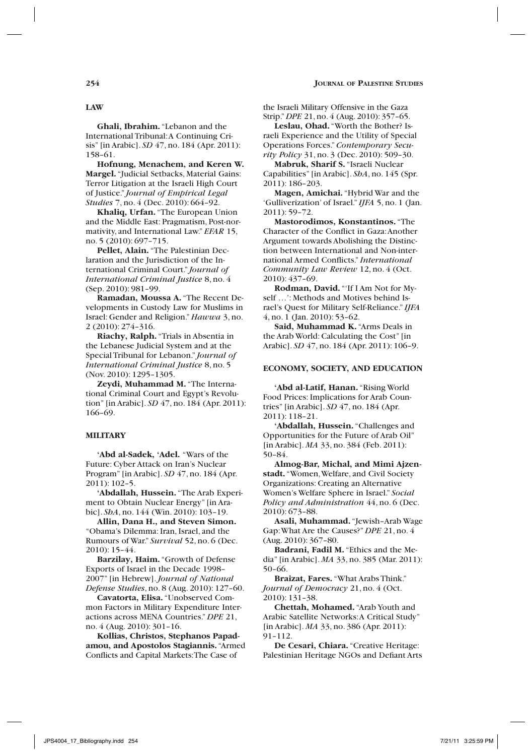## LAW

**Ghali, Ibrahim.** "Lebanon and the International Tribunal: A Continuing Crisis" [in Arabic]. *SD* 47, no. 184 (Apr. 2011): 158–61.

**Hofnung, Menachem, and Keren W. Margel.** "Judicial Setbacks, Material Gains: Terror Litigation at the Israeli High Court of Justice." *Journal of Empirical Legal Studies* 7, no. 4 (Dec. 2010): 664–92.

**Khaliq, Urfan.** "The European Union and the Middle East: Pragmatism, Post-normativity, and International Law." *EFAR* 15, no. 5 (2010): 697–715.

**Pellet, Alain.** "The Palestinian Declaration and the Jurisdiction of the International Criminal Court." *Journal of International Criminal Justice* 8, no. 4 (Sep. 2010): 981–99.

**Ramadan, Moussa A.** "The Recent Developments in Custody Law for Muslims in Israel: Gender and Religion." *Hawwa* 3, no. 2 (2010): 274–316.

**Riachy, Ralph.** "Trials in Absentia in the Lebanese Judicial System and at the Special Tribunal for Lebanon." *Journal of International Criminal Justice* 8, no. 5 (Nov. 2010): 1295–1305.

**Zeydi, Muhammad M.** "The International Criminal Court and Egypt's Revolution" [in Arabic]. *SD* 47, no. 184 (Apr. 2011): 166–69.

## MILITARY

**'Abd al-Sadek, 'Adel.** "Wars of the Future: Cyber Attack on Iran's Nuclear Program" [in Arabic]. *SD* 47, no. 184 (Apr. 2011): 102–5.

**'Abdallah, Hussein.** "The Arab Experiment to Obtain Nuclear Energy" [in Arabic]. *ShA*, no. 144 (Win. 2010): 103–19.

**Allin, Dana H., and Steven Simon.** "Obama's Dilemma: Iran, Israel, and the Rumours of War." *Survival* 52, no. 6 (Dec. 2010): 15–44.

**Barzilay, Haim.** "Growth of Defense Exports of Israel in the Decade 1998–2007" [in Hebrew]. *Journal of National Defense Studies*, no. 8 (Aug. 2010): 127–60.

**Cavatorta, Elisa.** "Unobserved Common Factors in Military Expenditure Interactions across MENA Countries." *DPE* 21, no. 4 (Aug. 2010): 301–16.

**Kollias, Christos, Stephanos Papadamou, and Apostolos Stagiannis.** "Armed Conflicts and Capital Markets: The Case of the Israeli Military Offensive in the Gaza Strip." *DPE* 21, no. 4 (Aug. 2010): 357–65.

**Leslau, Ohad.** "Worth the Bother? Israeli Experience and the Utility of Special Operations Forces." *Contemporary Security Policy* 31, no. 3 (Dec. 2010): 509–30.

**Mabruk, Sharif S.** "Israeli Nuclear Capabilities" [in Arabic]. *ShA*, no. 145 (Spr. 2011): 186–203.

**Magen, Amichai.** "Hybrid War and the 'Gulliverization' of Israel." *IJFA* 5, no. 1 (Jan. 2011): 59–72.

**Mastorodimos, Konstantinos.** "The Character of the Conflict in Gaza: Another Argument towards Abolishing the Distinction between International and Non-international Armed Conflicts." *International Community Law Review* 12, no. 4 (Oct. 2010): 437–69.

**Rodman, David.** "'If I Am Not for Myself . . .': Methods and Motives behind Israel's Quest for Military Self-Reliance." *IJFA* 4, no. 1 (Jan. 2010): 53–62.

**Said, Muhammad K.** "Arms Deals in the Arab World: Calculating the Cost" [in Arabic]. *SD* 47, no. 184 (Apr. 2011): 106–9.

## ECONOMY, SOCIETY, AND EDUCATION

**'Abd al-Latif, Hanan.** "Rising World Food Prices: Implications for Arab Countries" [in Arabic]. *SD* 47, no. 184 (Apr. 2011): 118–21.

**'Abdallah, Hussein.** "Challenges and Opportunities for the Future of Arab Oil" [in Arabic]. *MA* 33, no. 384 (Feb. 2011): 50–84.

**Almog-Bar, Michal, and Mimi Ajzenstadt.** "Women, Welfare, and Civil Society Organizations: Creating an Alternative Women's Welfare Sphere in Israel." *Social Policy and Administration* 44, no. 6 (Dec. 2010): 673–88.

**Asali, Muhammad.** "Jewish–Arab Wage Gap: What Are the Causes?" *DPE* 21, no. 4 (Aug. 2010): 367–80.

**Badrani, Fadil M.** "Ethics and the Media" [in Arabic]. *MA* 33, no. 385 (Mar. 2011): 50–66.

**Braizat, Fares.** "What Arabs Think." *Journal of Democracy* 21, no. 4 (Oct. 2010): 131–38.

**Chettah, Mohamed.** "Arab Youth and Arabic Satellite Networks: A Critical Study" [in Arabic]. *MA* 33, no. 386 (Apr. 2011): 91–112.

**De Cesari, Chiara.** "Creative Heritage: Palestinian Heritage NGOs and Defiant Arts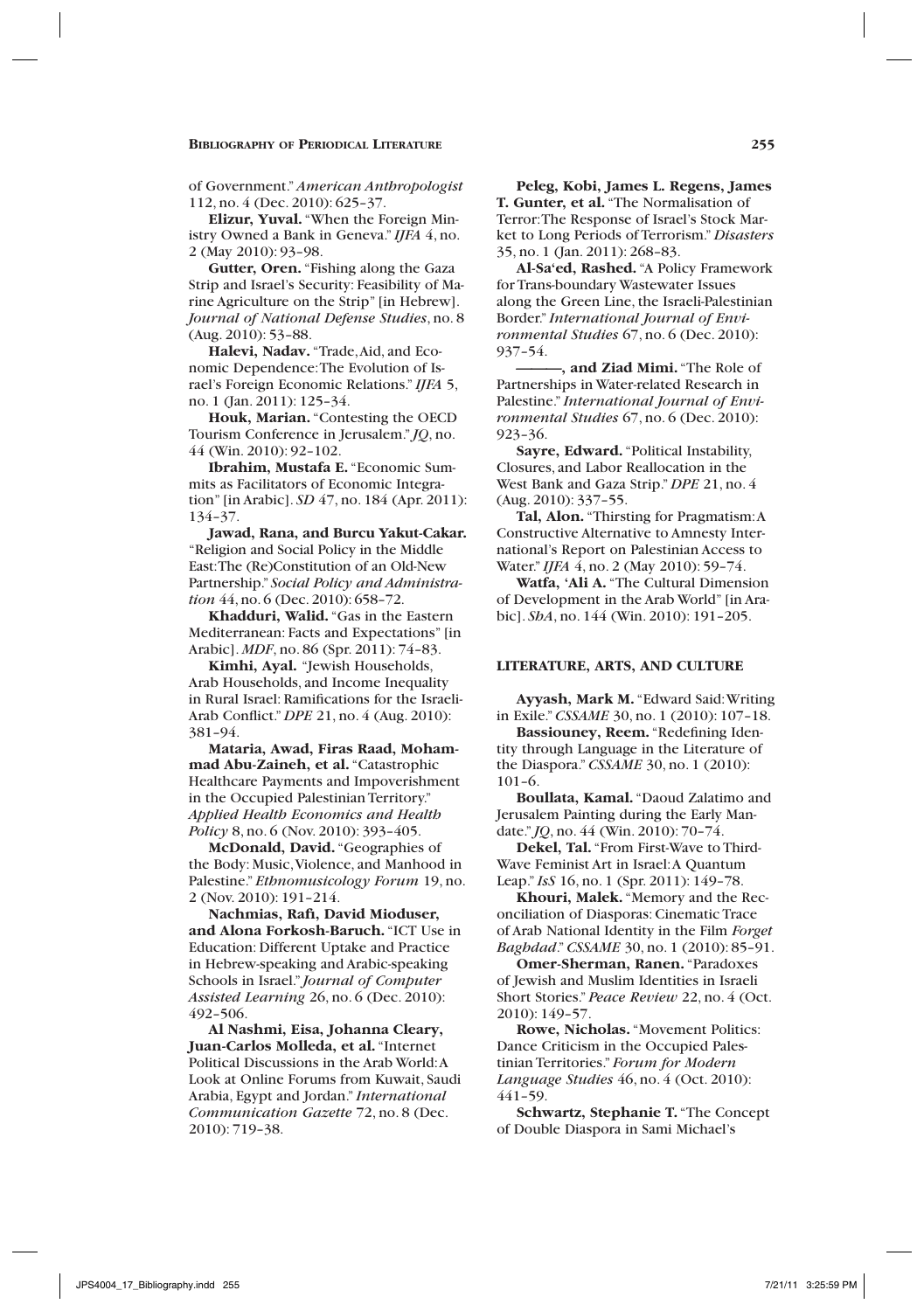of Government." *American Anthropologist* 112, no. 4 (Dec. 2010): 625–37.

**Elizur, Yuval.** "When the Foreign Ministry Owned a Bank in Geneva." *IJFA* 4, no. 2 (May 2010): 93–98.

**Gutter, Oren.** "Fishing along the Gaza Strip and Israel's Security: Feasibility of Marine Agriculture on the Strip" [in Hebrew]. *Journal of National Defense Studies*, no. 8 (Aug. 2010): 53–88.

**Halevi, Nadav.** "Trade, Aid, and Economic Dependence: The Evolution of Israel's Foreign Economic Relations." *IJFA* 5, no. 1 (Jan. 2011): 125–34.

**Houk, Marian.** "Contesting the OECD Tourism Conference in Jerusalem." *JQ*, no. 44 (Win. 2010): 92–102.

**Ibrahim, Mustafa E.** "Economic Summits as Facilitators of Economic Integration" [in Arabic]. *SD* 47, no. 184 (Apr. 2011): 134–37.

**Jawad, Rana, and Burcu Yakut-Cakar.** "Religion and Social Policy in the Middle East: The (Re)Constitution of an Old-New Partnership." *Social Policy and Administration* 44, no. 6 (Dec. 2010): 658–72.

**Khadduri, Walid.** "Gas in the Eastern Mediterranean: Facts and Expectations" [in Arabic]. *MDF*, no. 86 (Spr. 2011): 74–83.

**Kimhi, Ayal.** "Jewish Households, Arab Households, and Income Inequality in Rural Israel: Ramifications for the Israeli-Arab Conflict." *DPE* 21, no. 4 (Aug. 2010): 381–94.

**Mataria, Awad, Firas Raad, Mohammad Abu-Zaineh, et al.** "Catastrophic Healthcare Payments and Impoverishment in the Occupied Palestinian Territory." *Applied Health Economics and Health Policy* 8, no. 6 (Nov. 2010): 393–405.

**McDonald, David.** "Geographies of the Body: Music, Violence, and Manhood in Palestine." *Ethnomusicology Forum* 19, no. 2 (Nov. 2010): 191–214.

**Nachmias, Rafi, David Mioduser, and Alona Forkosh-Baruch.** "ICT Use in Education: Different Uptake and Practice in Hebrew-speaking and Arabic-speaking Schools in Israel." *Journal of Computer Assisted Learning* 26, no. 6 (Dec. 2010): 492–506.

**Al Nashmi, Eisa, Johanna Cleary, Juan-Carlos Molleda, et al.** "Internet Political Discussions in the Arab World: A Look at Online Forums from Kuwait, Saudi Arabia, Egypt and Jordan." *International Communication Gazette* 72, no. 8 (Dec. 2010): 719–38.

**Peleg, Kobi, James L. Regens, James T. Gunter, et al.** "The Normalisation of Terror: The Response of Israel's Stock Market to Long Periods of Terrorism." *Disasters* 35, no. 1 (Jan. 2011): 268–83.

**Al-Sa'ed, Rashed.** "A Policy Framework for Trans-boundary Wastewater Issues along the Green Line, the Israeli-Palestinian Border." *International Journal of Environmental Studies* 67, no. 6 (Dec. 2010): 937–54.

**———, and Ziad Mimi.** "The Role of Partnerships in Water-related Research in Palestine." *International Journal of Environmental Studies* 67, no. 6 (Dec. 2010): 923–36.

**Sayre, Edward.** "Political Instability, Closures, and Labor Reallocation in the West Bank and Gaza Strip." *DPE* 21, no. 4 (Aug. 2010): 337–55.

**Tal, Alon.** "Thirsting for Pragmatism: A Constructive Alternative to Amnesty International's Report on Palestinian Access to Water." *IJFA* 4, no. 2 (May 2010): 59–74.

**Watfa, 'Ali A.** "The Cultural Dimension of Development in the Arab World" [in Arabic]. *ShA*, no. 144 (Win. 2010): 191–205.

## LITERATURE, ARTS, AND CULTURE

**Ayyash, Mark M.** "Edward Said: Writing in Exile." *CSSAME* 30, no. 1 (2010): 107–18.

**Bassiouney, Reem.** "Redefining Identity through Language in the Literature of the Diaspora." *CSSAME* 30, no. 1 (2010): 101–6.

**Boullata, Kamal.** "Daoud Zalatimo and Jerusalem Painting during the Early Mandate." *JQ*, no. 44 (Win. 2010): 70–74.

**Dekel, Tal.** "From First-Wave to Third-Wave Feminist Art in Israel: A Quantum Leap." *IsS* 16, no. 1 (Spr. 2011): 149–78.

**Khouri, Malek.** "Memory and the Reconciliation of Diasporas: Cinematic Trace of Arab National Identity in the Film *Forget Baghdad*." *CSSAME* 30, no. 1 (2010): 85–91.

**Omer-Sherman, Ranen.** "Paradoxes of Jewish and Muslim Identities in Israeli Short Stories." *Peace Review* 22, no. 4 (Oct. 2010): 149–57.

**Rowe, Nicholas.** "Movement Politics: Dance Criticism in the Occupied Palestinian Territories." *Forum for Modern Language Studies* 46, no. 4 (Oct. 2010): 441–59.

**Schwartz, Stephanie T.** "The Concept of Double Diaspora in Sami Michael's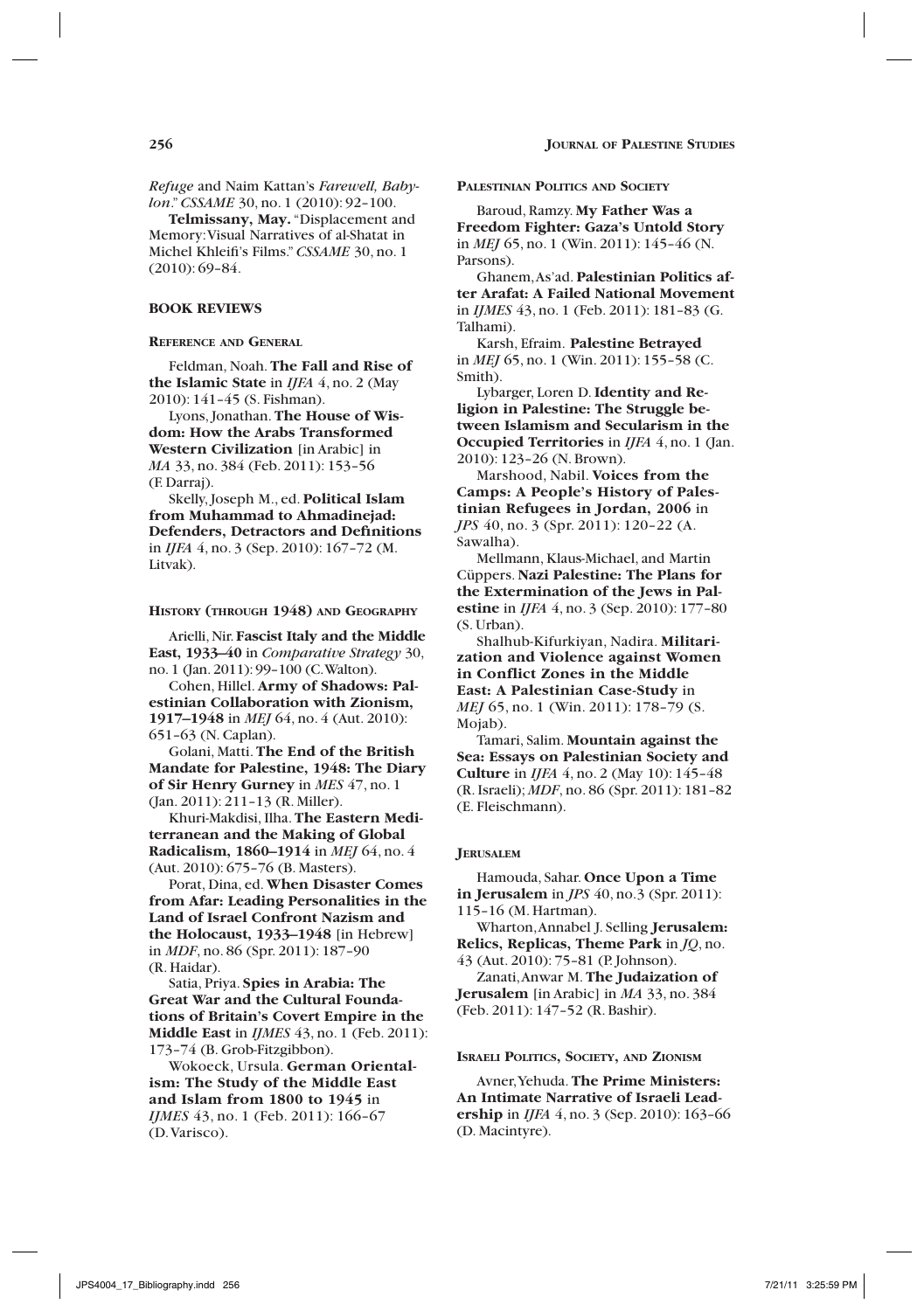*Refuge* and Naim Kattan's *Farewell, Babylon*." *CSSAME* 30, no. 1 (2010): 92–100.

**Telmissany, May.** "Displacement and Memory: Visual Narratives of al-Shatat in Michel Khleifi's Films." *CSSAME* 30, no. 1 (2010): 69–84.

## BOOK REVIEWS

### Reference and General

Feldman, Noah. **The Fall and Rise of the Islamic State** in *IJFA* 4, no. 2 (May 2010): 141–45 (S. Fishman).

Lyons, Jonathan. **The House of Wisdom: How the Arabs Transformed Western Civilization** [in Arabic] in *MA* 33, no. 384 (Feb. 2011): 153–56 (F. Darraj).

Skelly, Joseph M., ed. **Political Islam from Muhammad to Ahmadinejad: Defenders, Detractors and Definitions** in *IJFA* 4, no. 3 (Sep. 2010): 167–72 (M. Litvak).

### History (through 1948) and Geography

Arielli, Nir. **Fascist Italy and the Middle East, 1933–40** in *Comparative Strategy* 30, no. 1 (Jan. 2011): 99–100 (C. Walton).

Cohen, Hillel. **Army of Shadows: Palestinian Collaboration with Zionism, 1917–1948** in *MEJ* 64, no. 4 (Aut. 2010): 651–63 (N. Caplan).

Golani, Matti. **The End of the British Mandate for Palestine, 1948: The Diary of Sir Henry Gurney** in *MES* 47, no. 1 (Jan. 2011): 211–13 (R. Miller).

Khuri-Makdisi, Ilha. **The Eastern Mediterranean and the Making of Global Radicalism, 1860–1914** in *MEJ* 64, no. 4 (Aut. 2010): 675–76 (B. Masters).

Porat, Dina, ed. **When Disaster Comes from Afar: Leading Personalities in the Land of Israel Confront Nazism and the Holocaust, 1933–1948** [in Hebrew] in *MDF*, no. 86 (Spr. 2011): 187–90 (R. Haidar).

Satia, Priya. **Spies in Arabia: The Great War and the Cultural Foundations of Britain's Covert Empire in the Middle East** in *IJMES* 43, no. 1 (Feb. 2011): 173–74 (B. Grob-Fitzgibbon).

Wokoeck, Ursula. **German Orientalism: The Study of the Middle East and Islam from 1800 to 1945** in *IJMES* 43, no. 1 (Feb. 2011): 166–67 (D. Varisco).

### Palestinian Politics and Society

Baroud, Ramzy. **My Father Was a Freedom Fighter: Gaza's Untold Story** in *MEJ* 65, no. 1 (Win. 2011): 145–46 (N. Parsons).

Ghanem, As'ad. **Palestinian Politics after Arafat: A Failed National Movement** in *IJMES* 43, no. 1 (Feb. 2011): 181–83 (G. Talhami).

Karsh, Efraim. **Palestine Betrayed** in *MEJ* 65, no. 1 (Win. 2011): 155–58 (C. Smith).

Lybarger, Loren D. **Identity and Religion in Palestine: The Struggle between Islamism and Secularism in the Occupied Territories** in *IJFA* 4, no. 1 (Jan. 2010): 123–26 (N. Brown).

Marshood, Nabil. **Voices from the Camps: A People's History of Palestinian Refugees in Jordan, 2006** in *JPS* 40, no. 3 (Spr. 2011): 120–22 (A. Sawalha).

Mellmann, Klaus-Michael, and Martin Cüppers. **Nazi Palestine: The Plans for the Extermination of the Jews in Palestine** in *IJFA* 4, no. 3 (Sep. 2010): 177–80 (S. Urban).

Shalhub-Kifurkiyan, Nadira. **Militarization and Violence against Women in Conflict Zones in the Middle East: A Palestinian Case-Study** in *MEJ* 65, no. 1 (Win. 2011): 178–79 (S. Mojab).

Tamari, Salim. **Mountain against the Sea: Essays on Palestinian Society and Culture** in *IJFA* 4, no. 2 (May 10): 145–48 (R. Israeli); *MDF*, no. 86 (Spr. 2011): 181–82 (E. Fleischmann).

### Jerusalem

Hamouda, Sahar. **Once Upon a Time in Jerusalem** in *JPS* 40, no.3 (Spr. 2011): 115–16 (M. Hartman).

Wharton, Annabel J. Selling **Jerusalem: Relics, Replicas, Theme Park** in *JQ*, no. 43 (Aut. 2010): 75–81 (P. Johnson).

Zanati, Anwar M. **The Judaization of Jerusalem** [in Arabic] in *MA* 33, no. 384 (Feb. 2011): 147–52 (R. Bashir).

### Israeli Politics, Society, and Zionism

Avner, Yehuda. **The Prime Ministers: An Intimate Narrative of Israeli Leadership** in *IJFA* 4, no. 3 (Sep. 2010): 163–66 (D. Macintyre).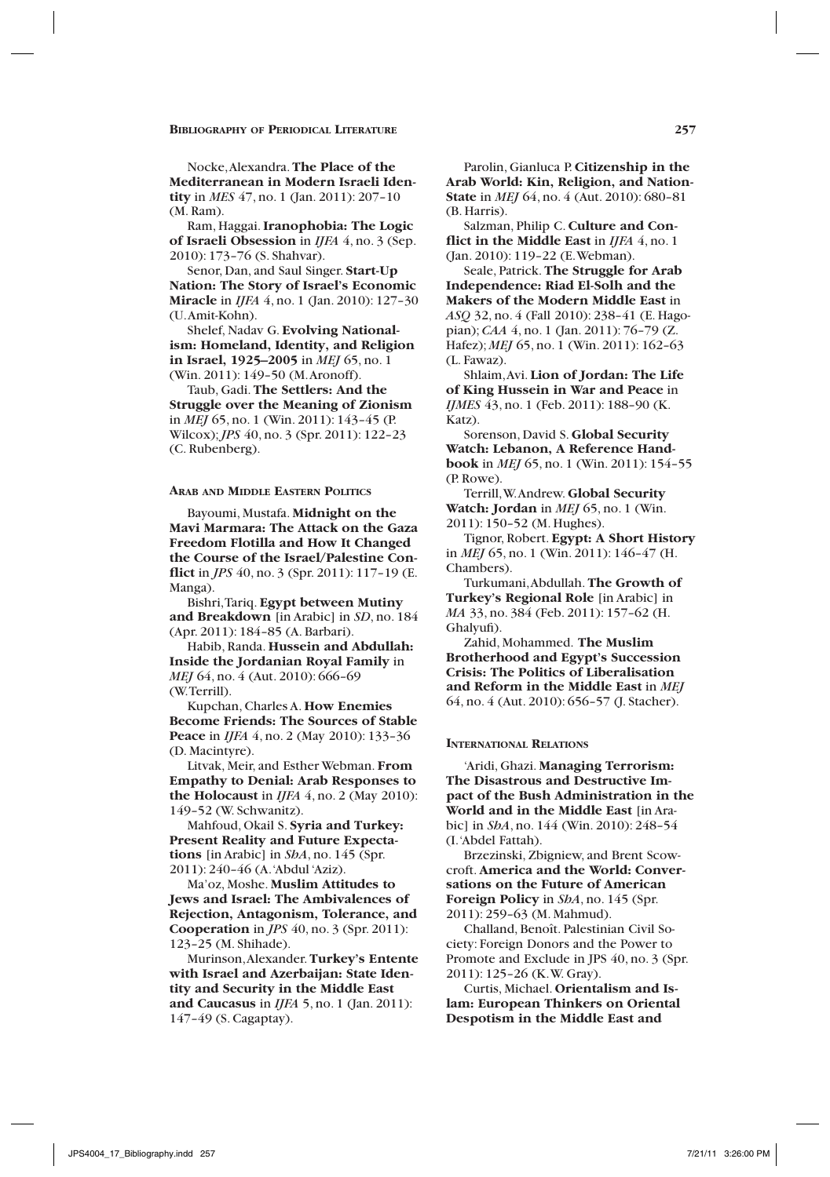Nocke, Alexandra. **The Place of the Mediterranean in Modern Israeli Identity** in *MES* 47, no. 1 (Jan. 2011): 207–10 (M. Ram).

Ram, Haggai. **Iranophobia: The Logic of Israeli Obsession** in *IJFA* 4, no. 3 (Sep. 2010): 173–76 (S. Shahvar).

Senor, Dan, and Saul Singer. **Start-Up Nation: The Story of Israel's Economic Miracle** in *IJFA* 4, no. 1 (Jan. 2010): 127–30 (U. Amit-Kohn).

Shelef, Nadav G. **Evolving Nationalism: Homeland, Identity, and Religion in Israel, 1925–2005** in *MEJ* 65, no. 1 (Win. 2011): 149–50 (M. Aronoff).

Taub, Gadi. **The Settlers: And the Struggle over the Meaning of Zionism** in *MEJ* 65, no. 1 (Win. 2011): 143–45 (P. Wilcox); *JPS* 40, no. 3 (Spr. 2011): 122–23 (C. Rubenberg).

### Arab and Middle Eastern Politics

Bayoumi, Mustafa. **Midnight on the Mavi Marmara: The Attack on the Gaza Freedom Flotilla and How It Changed the Course of the Israel/Palestine Conflict** in *JPS* 40, no. 3 (Spr. 2011): 117–19 (E. Manga).

Bishri, Tariq. **Egypt between Mutiny and Breakdown** [in Arabic] in *SD*, no. 184 (Apr. 2011): 184–85 (A. Barbari).

Habib, Randa. **Hussein and Abdullah: Inside the Jordanian Royal Family** in *MEJ* 64, no. 4 (Aut. 2010): 666–69 (W. Terrill).

Kupchan, Charles A. **How Enemies Become Friends: The Sources of Stable Peace** in *IJFA* 4, no. 2 (May 2010): 133–36 (D. Macintyre).

Litvak, Meir, and Esther Webman. **From Empathy to Denial: Arab Responses to the Holocaust** in *IJFA* 4, no. 2 (May 2010): 149–52 (W. Schwanitz).

Mahfoud, Okail S. **Syria and Turkey: Present Reality and Future Expectations** [in Arabic] in *ShA*, no. 145 (Spr. 2011): 240–46 (A. 'Abdul 'Aziz).

Ma'oz, Moshe. **Muslim Attitudes to Jews and Israel: The Ambivalences of Rejection, Antagonism, Tolerance, and Cooperation** in *JPS* 40, no. 3 (Spr. 2011): 123–25 (M. Shihade).

Murinson, Alexander. **Turkey's Entente with Israel and Azerbaijan: State Identity and Security in the Middle East and Caucasus** in *IJFA* 5, no. 1 (Jan. 2011): 147–49 (S. Cagaptay).

Parolin, Gianluca P. **Citizenship in the Arab World: Kin, Religion, and Nation-State** in *MEJ* 64, no. 4 (Aut. 2010): 680–81 (B. Harris).

Salzman, Philip C. **Culture and Conflict in the Middle East** in *IJFA* 4, no. 1 (Jan. 2010): 119–22 (E. Webman).

Seale, Patrick. **The Struggle for Arab Independence: Riad El-Solh and the Makers of the Modern Middle East** in *ASQ* 32, no. 4 (Fall 2010): 238–41 (E. Hagopian); *CAA* 4, no. 1 (Jan. 2011): 76–79 (Z. Hafez); *MEJ* 65, no. 1 (Win. 2011): 162–63 (L. Fawaz).

Shlaim, Avi. **Lion of Jordan: The Life of King Hussein in War and Peace** in *IJMES* 43, no. 1 (Feb. 2011): 188–90 (K. Katz).

Sorenson, David S. **Global Security Watch: Lebanon, A Reference Handbook** in *MEJ* 65, no. 1 (Win. 2011): 154–55 (P. Rowe).

Terrill, W. Andrew. **Global Security Watch: Jordan** in *MEJ* 65, no. 1 (Win. 2011): 150–52 (M. Hughes).

Tignor, Robert. **Egypt: A Short History** in *MEJ* 65, no. 1 (Win. 2011): 146–47 (H. Chambers).

Turkumani, Abdullah. **The Growth of Turkey's Regional Role** [in Arabic] in *MA* 33, no. 384 (Feb. 2011): 157–62 (H. Ghalyufi).

Zahid, Mohammed. **The Muslim Brotherhood and Egypt's Succession Crisis: The Politics of Liberalisation and Reform in the Middle East** in *MEJ* 64, no. 4 (Aut. 2010): 656–57 (J. Stacher).

### International Relations

'Aridi, Ghazi. **Managing Terrorism: The Disastrous and Destructive Impact of the Bush Administration in the World and in the Middle East** [in Arabic] in *ShA*, no. 144 (Win. 2010): 248–54 (I. 'Abdel Fattah).

Brzezinski, Zbigniew, and Brent Scowcroft. **America and the World: Conversations on the Future of American Foreign Policy** in *ShA*, no. 145 (Spr. 2011): 259–63 (M. Mahmud).

Challand, Benoît. Palestinian Civil Society: Foreign Donors and the Power to Promote and Exclude in JPS 40, no. 3 (Spr. 2011): 125–26 (K.W. Gray).

Curtis, Michael. **Orientalism and Islam: European Thinkers on Oriental Despotism in the Middle East and**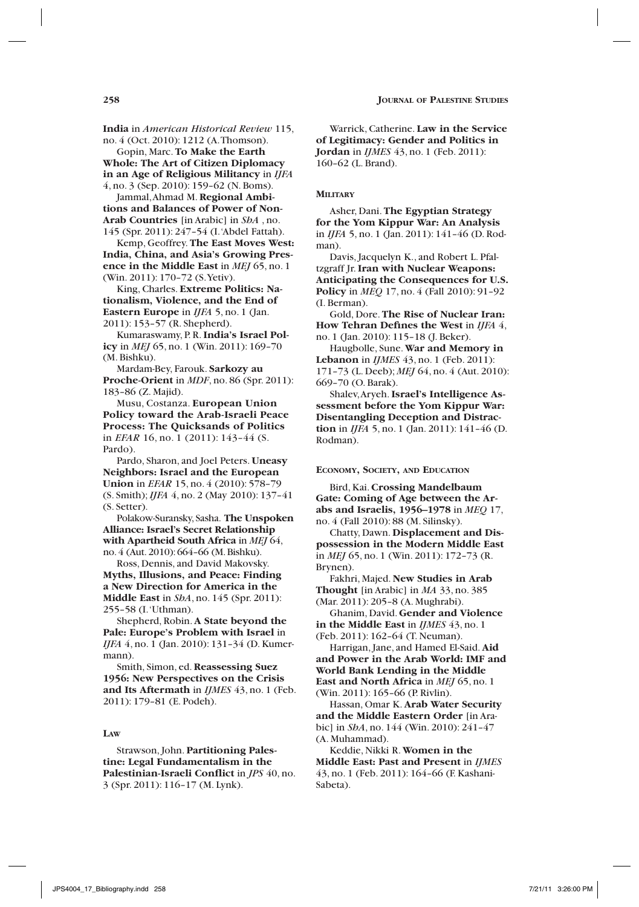**India** in *American Historical Review* 115, no. 4 (Oct. 2010): 1212 (A. Thomson).

Gopin, Marc. **To Make the Earth Whole: The Art of Citizen Diplomacy in an Age of Religious Militancy** in *IJFA* 4, no. 3 (Sep. 2010): 159–62 (N. Boms).

Jammal, Ahmad M. **Regional Ambitions and Balances of Power of Non-Arab Countries** [in Arabic] in *ShA* , no. 145 (Spr. 2011): 247–54 (I. 'Abdel Fattah).

Kemp, Geoffrey. **The East Moves West: India, China, and Asia's Growing Presence in the Middle East** in *MEJ* 65, no. 1 (Win. 2011): 170–72 (S. Yetiv).

King, Charles. **Extreme Politics: Nationalism, Violence, and the End of Eastern Europe** in *IJFA* 5, no. 1 (Jan. 2011): 153–57 (R. Shepherd).

Kumaraswamy, P. R. **India's Israel Policy** in *MEJ* 65, no. 1 (Win. 2011): 169–70 (M. Bishku).

Mardam-Bey, Farouk. **Sarkozy au Proche-Orient** in *MDF*, no. 86 (Spr. 2011): 183–86 (Z. Majid).

Musu, Costanza. **European Union Policy toward the Arab-Israeli Peace Process: The Quicksands of Politics** in *EFAR* 16, no. 1 (2011): 143–44 (S. Pardo).

Pardo, Sharon, and Joel Peters. **Uneasy Neighbors: Israel and the European Union** in *EFAR* 15, no. 4 (2010): 578–79 (S. Smith); *IJFA* 4, no. 2 (May 2010): 137–41 (S. Setter).

Polakow-Suransky, Sasha. **The Unspoken Alliance: Israel's Secret Relationship with Apartheid South Africa** in *MEJ* 64, no. 4 (Aut. 2010): 664–66 (M. Bishku).

Ross, Dennis, and David Makovsky. **Myths, Illusions, and Peace: Finding a New Direction for America in the Middle East** in *ShA*, no. 145 (Spr. 2011): 255–58 (I. 'Uthman).

Shepherd, Robin. **A State beyond the Pale: Europe's Problem with Israel** in *IJFA* 4, no. 1 (Jan. 2010): 131–34 (D. Kumermann).

Smith, Simon, ed. **Reassessing Suez 1956: New Perspectives on the Crisis and Its Aftermath** in *IJMES* 43, no. 1 (Feb. 2011): 179–81 (E. Podeh).

#### Law

Strawson, John. **Partitioning Palestine: Legal Fundamentalism in the Palestinian-Israeli Conflict** in *JPS* 40, no. 3 (Spr. 2011): 116–17 (M. Lynk).

Warrick, Catherine. **Law in the Service of Legitimacy: Gender and Politics in Jordan** in *IJMES* 43, no. 1 (Feb. 2011): 160–62 (L. Brand).

#### Military

Asher, Dani. **The Egyptian Strategy for the Yom Kippur War: An Analysis** in *IJFA* 5, no. 1 (Jan. 2011): 141–46 (D. Rodman).

Davis, Jacquelyn K., and Robert L. Pfaltzgraff Jr. **Iran with Nuclear Weapons: Anticipating the Consequences for U.S. Policy** in *MEQ* 17, no. 4 (Fall 2010): 91–92 (I. Berman).

Gold, Dore. **The Rise of Nuclear Iran: How Tehran Defines the West** in *IJFA* 4, no. 1 (Jan. 2010): 115–18 (J. Beker).

Haugbolle, Sune. **War and Memory in Lebanon** in *IJMES* 43, no. 1 (Feb. 2011): 171–73 (L. Deeb); *MEJ* 64, no. 4 (Aut. 2010): 669–70 (O. Barak).

Shalev, Aryeh. **Israel's Intelligence Assessment before the Yom Kippur War: Disentangling Deception and Distraction** in *IJFA* 5, no. 1 (Jan. 2011): 141–46 (D. Rodman).

#### Economy, Society, and Education

Bird, Kai. **Crossing Mandelbaum Gate: Coming of Age between the Arabs and Israelis, 1956–1978** in *MEQ* 17, no. 4 (Fall 2010): 88 (M. Silinsky).

Chatty, Dawn. **Displacement and Dispossession in the Modern Middle East** in *MEJ* 65, no. 1 (Win. 2011): 172–73 (R. Brynen).

Fakhri, Majed. **New Studies in Arab Thought** [in Arabic] in *MA* 33, no. 385 (Mar. 2011): 205–8 (A. Mughrabi).

Ghanim, David. **Gender and Violence in the Middle East** in *IJMES* 43, no. 1 (Feb. 2011): 162–64 (T. Neuman).

Harrigan, Jane, and Hamed El-Said. **Aid and Power in the Arab World: IMF and World Bank Lending in the Middle East and North Africa** in *MEJ* 65, no. 1 (Win. 2011): 165–66 (P. Rivlin).

Hassan, Omar K. **Arab Water Security and the Middle Eastern Order** [in Arabic] in *ShA*, no. 144 (Win. 2010): 241–47 (A. Muhammad).

Keddie, Nikki R. **Women in the Middle East: Past and Present** in *IJMES* 43, no. 1 (Feb. 2011): 164–66 (F. Kashani-Sabeta).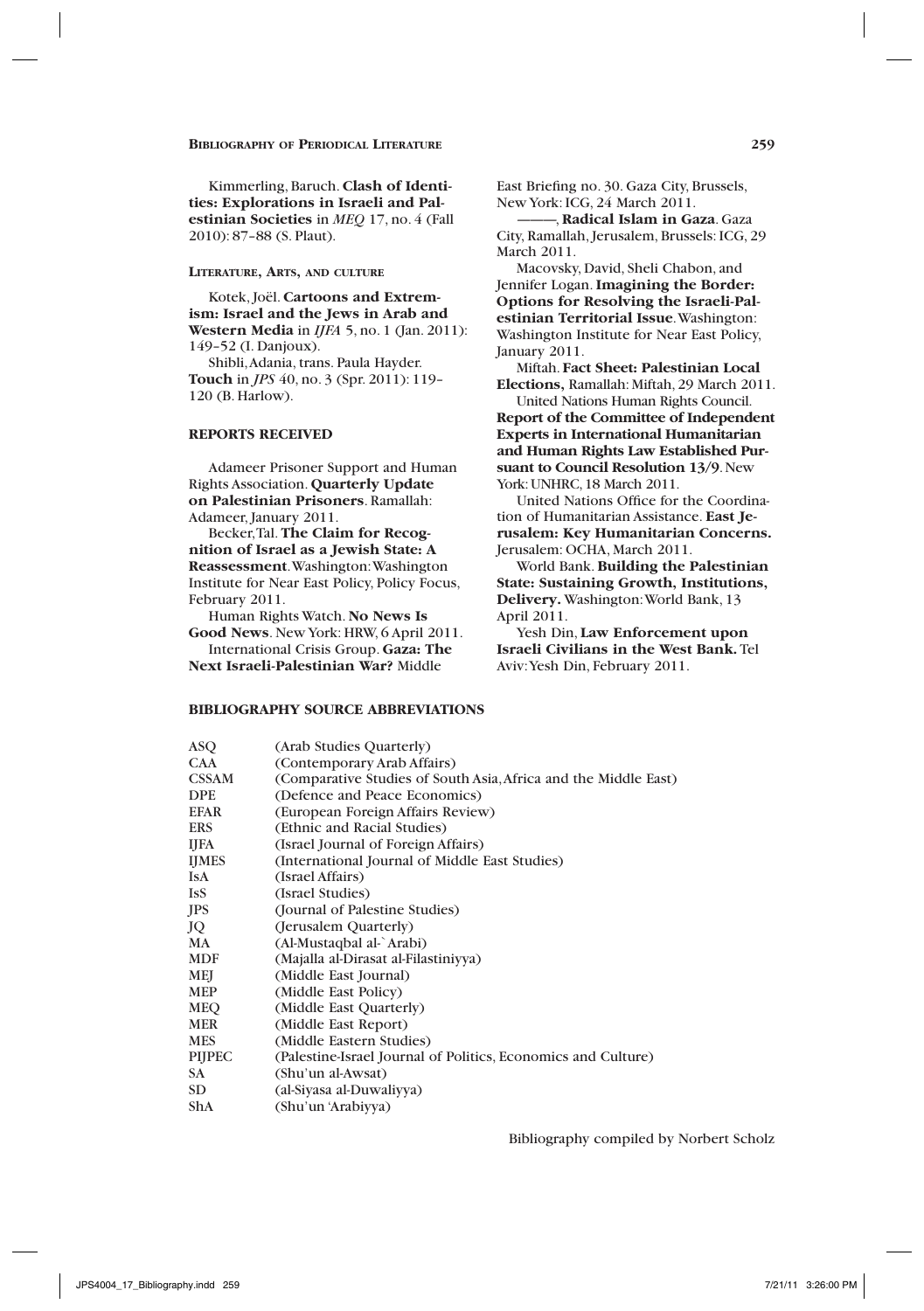Kimmerling, Baruch. **Clash of Identities: Explorations in Israeli and Palestinian Societies** in *MEQ* 17, no. 4 (Fall 2010): 87–88 (S. Plaut).

### Literature, Arts, and Culture

Kotek, Joël. **Cartoons and Extremism: Israel and the Jews in Arab and Western Media** in *IJFA* 5, no. 1 (Jan. 2011): 149–52 (I. Danjoux).

Shibli, Adania, trans. Paula Hayder. **Touch** in *JPS* 40, no. 3 (Spr. 2011): 119–120 (B. Harlow).

## REPORTS RECEIVED

Adameer Prisoner Support and Human Rights Association. **Quarterly Update on Palestinian Prisoners**. Ramallah: Adameer, January 2011.

Becker, Tal. **The Claim for Recognition of Israel as a Jewish State: A Reassessment**. Washington: Washington Institute for Near East Policy, Policy Focus, February 2011.

Human Rights Watch. **No News Is Good News**. New York: HRW, 6 April 2011.

International Crisis Group. **Gaza: The Next Israeli-Palestinian War?** Middle East Briefing no. 30. Gaza City, Brussels, New York: ICG, 24 March 2011.

———, **Radical Islam in Gaza**. Gaza City, Ramallah, Jerusalem, Brussels: ICG, 29 March 2011.

Macovsky, David, Sheli Chabon, and Jennifer Logan. **Imagining the Border: Options for Resolving the Israeli-Palestinian Territorial Issue**. Washington: Washington Institute for Near East Policy, January 2011.

Miftah. **Fact Sheet: Palestinian Local Elections,** Ramallah: Miftah, 29 March 2011.

United Nations Human Rights Council. **Report of the Committee of Independent Experts in International Humanitarian and Human Rights Law Established Pursuant to Council Resolution 13/9**. New York: UNHRC, 18 March 2011.

United Nations Office for the Coordination of Humanitarian Assistance. **East Jerusalem: Key Humanitarian Concerns.** Jerusalem: OCHA, March 2011.

World Bank. **Building the Palestinian State: Sustaining Growth, Institutions, Delivery.** Washington: World Bank, 13 April 2011.

Yesh Din, **Law Enforcement upon Israeli Civilians in the West Bank.** Tel Aviv: Yesh Din, February 2011.

## BIBLIOGRAPHY SOURCE ABBREVIATIONS

| | |
|---|---|
| ASQ | (Arab Studies Quarterly) |
| CAA | (Contemporary Arab Affairs) |
| CSSAM | (Comparative Studies of South Asia, Africa and the Middle East) |
| DPE | (Defence and Peace Economics) |
| EFAR | (European Foreign Affairs Review) |
| ERS | (Ethnic and Racial Studies) |
| IJFA | (Israel Journal of Foreign Affairs) |
| IJMES | (International Journal of Middle East Studies) |
| IsA | (Israel Affairs) |
| IsS | (Israel Studies) |
| JPS | (Journal of Palestine Studies) |
| JQ | (Jerusalem Quarterly) |
| MA | (Al-Mustaqbal al-`Arabi) |
| MDF | (Majalla al-Dirasat al-Filastiniyya) |
| MEJ | (Middle East Journal) |
| MEP | (Middle East Policy) |
| MEQ | (Middle East Quarterly) |
| MER | (Middle East Report) |
| MES | (Middle Eastern Studies) |
| PIJPEC | (Palestine-Israel Journal of Politics, Economics and Culture) |
| SA | (Shu'un al-Awsat) |
| SD | (al-Siyasa al-Duwaliyya) |
| ShA | (Shu'un 'Arabiyya) |

Bibliography compiled by Norbert Scholz